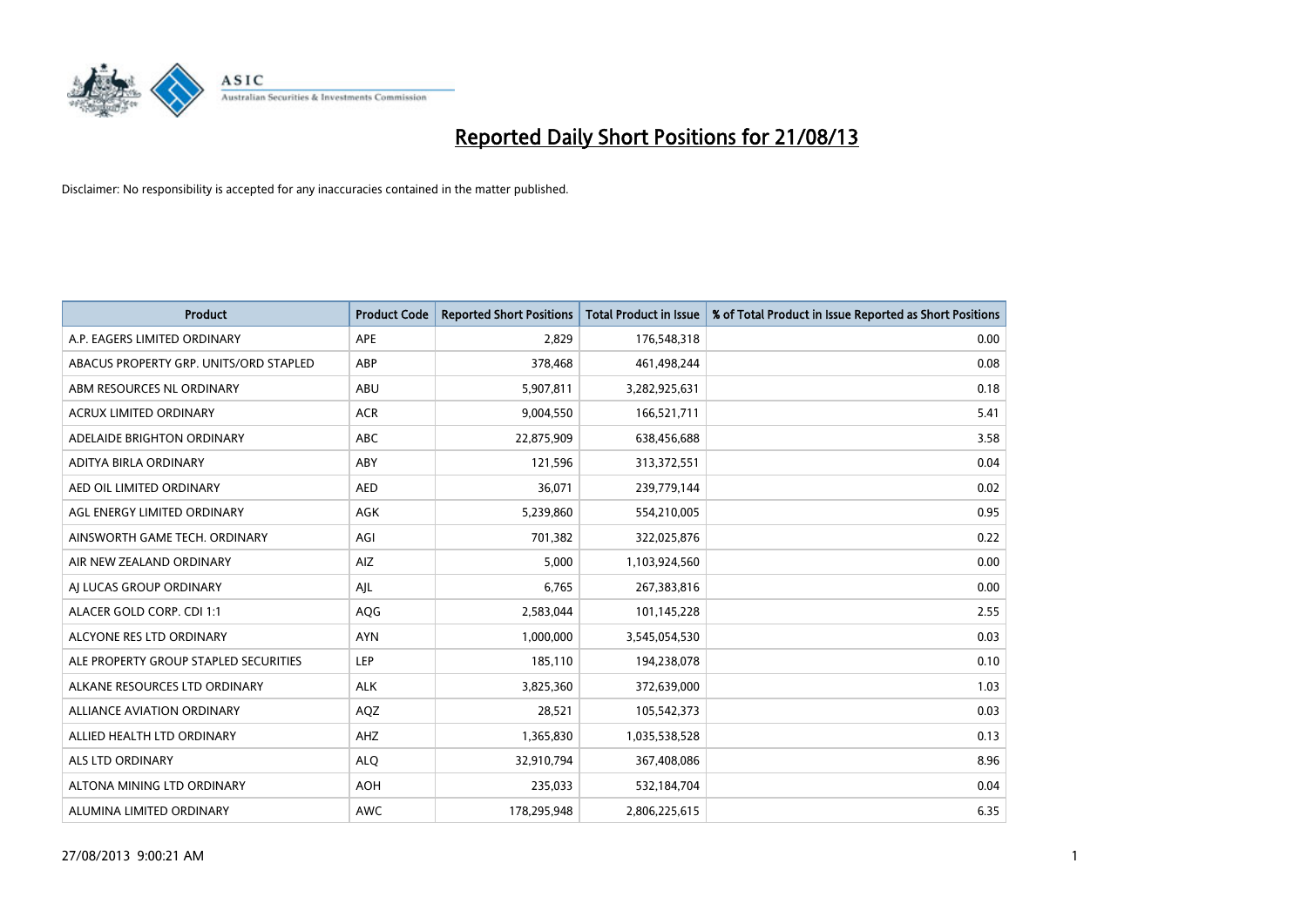# Reported Daily Short Positions for 21/08/13

Disclaimer: No responsibility is accepted for any inaccuracies contained in the matter published.

| Product | Product Code | Reported Short Positions | Total Product in Issue | % of Total Product in Issue Reported as Short Positions |
|---|---|---|---|---|
| A.P. EAGERS LIMITED ORDINARY | APE | 2,829 | 176,548,318 | 0.00 |
| ABACUS PROPERTY GRP. UNITS/ORD STAPLED | ABP | 378,468 | 461,498,244 | 0.08 |
| ABM RESOURCES NL ORDINARY | ABU | 5,907,811 | 3,282,925,631 | 0.18 |
| ACRUX LIMITED ORDINARY | ACR | 9,004,550 | 166,521,711 | 5.41 |
| ADELAIDE BRIGHTON ORDINARY | ABC | 22,875,909 | 638,456,688 | 3.58 |
| ADITYA BIRLA ORDINARY | ABY | 121,596 | 313,372,551 | 0.04 |
| AED OIL LIMITED ORDINARY | AED | 36,071 | 239,779,144 | 0.02 |
| AGL ENERGY LIMITED ORDINARY | AGK | 5,239,860 | 554,210,005 | 0.95 |
| AINSWORTH GAME TECH. ORDINARY | AGI | 701,382 | 322,025,876 | 0.22 |
| AIR NEW ZEALAND ORDINARY | AIZ | 5,000 | 1,103,924,560 | 0.00 |
| AJ LUCAS GROUP ORDINARY | AJL | 6,765 | 267,383,816 | 0.00 |
| ALACER GOLD CORP. CDI 1:1 | AQG | 2,583,044 | 101,145,228 | 2.55 |
| ALCYONE RES LTD ORDINARY | AYN | 1,000,000 | 3,545,054,530 | 0.03 |
| ALE PROPERTY GROUP STAPLED SECURITIES | LEP | 185,110 | 194,238,078 | 0.10 |
| ALKANE RESOURCES LTD ORDINARY | ALK | 3,825,360 | 372,639,000 | 1.03 |
| ALLIANCE AVIATION ORDINARY | AQZ | 28,521 | 105,542,373 | 0.03 |
| ALLIED HEALTH LTD ORDINARY | AHZ | 1,365,830 | 1,035,538,528 | 0.13 |
| ALS LTD ORDINARY | ALQ | 32,910,794 | 367,408,086 | 8.96 |
| ALTONA MINING LTD ORDINARY | AOH | 235,033 | 532,184,704 | 0.04 |
| ALUMINA LIMITED ORDINARY | AWC | 178,295,948 | 2,806,225,615 | 6.35 |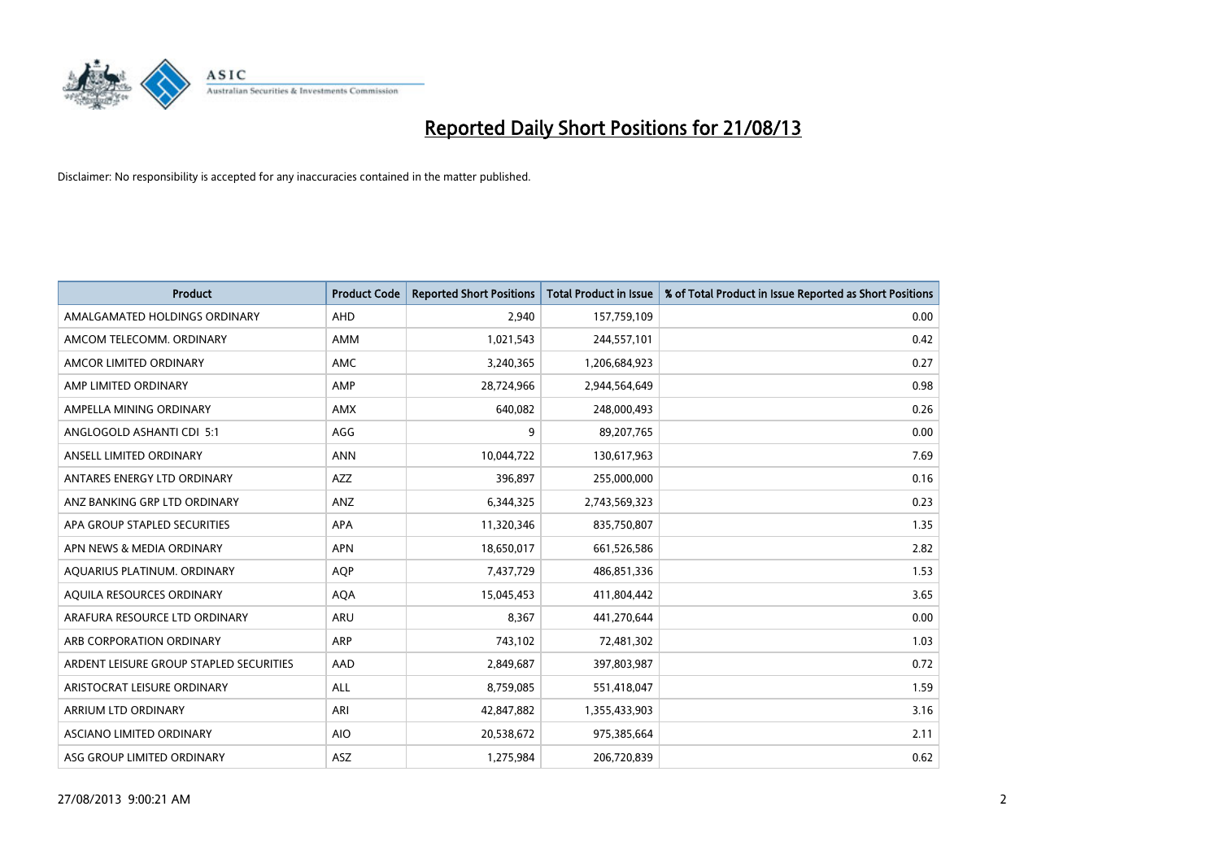# Reported Daily Short Positions for 21/08/13

Disclaimer: No responsibility is accepted for any inaccuracies contained in the matter published.

| Product | Product Code | Reported Short Positions | Total Product in Issue | % of Total Product in Issue Reported as Short Positions |
|---|---|---|---|---|
| AMALGAMATED HOLDINGS ORDINARY | AHD | 2,940 | 157,759,109 | 0.00 |
| AMCOM TELECOMM. ORDINARY | AMM | 1,021,543 | 244,557,101 | 0.42 |
| AMCOR LIMITED ORDINARY | AMC | 3,240,365 | 1,206,684,923 | 0.27 |
| AMP LIMITED ORDINARY | AMP | 28,724,966 | 2,944,564,649 | 0.98 |
| AMPELLA MINING ORDINARY | AMX | 640,082 | 248,000,493 | 0.26 |
| ANGLOGOLD ASHANTI CDI 5:1 | AGG | 9 | 89,207,765 | 0.00 |
| ANSELL LIMITED ORDINARY | ANN | 10,044,722 | 130,617,963 | 7.69 |
| ANTARES ENERGY LTD ORDINARY | AZZ | 396,897 | 255,000,000 | 0.16 |
| ANZ BANKING GRP LTD ORDINARY | ANZ | 6,344,325 | 2,743,569,323 | 0.23 |
| APA GROUP STAPLED SECURITIES | APA | 11,320,346 | 835,750,807 | 1.35 |
| APN NEWS & MEDIA ORDINARY | APN | 18,650,017 | 661,526,586 | 2.82 |
| AQUARIUS PLATINUM. ORDINARY | AQP | 7,437,729 | 486,851,336 | 1.53 |
| AQUILA RESOURCES ORDINARY | AQA | 15,045,453 | 411,804,442 | 3.65 |
| ARAFURA RESOURCE LTD ORDINARY | ARU | 8,367 | 441,270,644 | 0.00 |
| ARB CORPORATION ORDINARY | ARP | 743,102 | 72,481,302 | 1.03 |
| ARDENT LEISURE GROUP STAPLED SECURITIES | AAD | 2,849,687 | 397,803,987 | 0.72 |
| ARISTOCRAT LEISURE ORDINARY | ALL | 8,759,085 | 551,418,047 | 1.59 |
| ARRIUM LTD ORDINARY | ARI | 42,847,882 | 1,355,433,903 | 3.16 |
| ASCIANO LIMITED ORDINARY | AIO | 20,538,672 | 975,385,664 | 2.11 |
| ASG GROUP LIMITED ORDINARY | ASZ | 1,275,984 | 206,720,839 | 0.62 |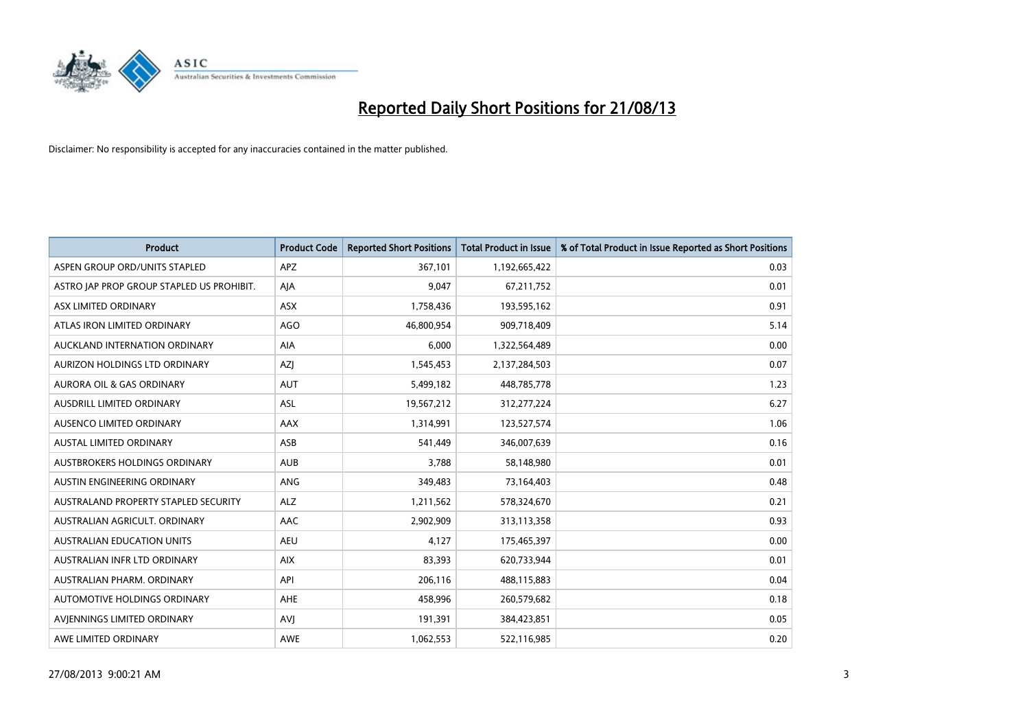# Reported Daily Short Positions for 21/08/13

Disclaimer: No responsibility is accepted for any inaccuracies contained in the matter published.

| Product | Product Code | Reported Short Positions | Total Product in Issue | % of Total Product in Issue Reported as Short Positions |
|---|---|---|---|---|
| ASPEN GROUP ORD/UNITS STAPLED | APZ | 367,101 | 1,192,665,422 | 0.03 |
| ASTRO JAP PROP GROUP STAPLED US PROHIBIT. | AJA | 9,047 | 67,211,752 | 0.01 |
| ASX LIMITED ORDINARY | ASX | 1,758,436 | 193,595,162 | 0.91 |
| ATLAS IRON LIMITED ORDINARY | AGO | 46,800,954 | 909,718,409 | 5.14 |
| AUCKLAND INTERNATION ORDINARY | AIA | 6,000 | 1,322,564,489 | 0.00 |
| AURIZON HOLDINGS LTD ORDINARY | AZJ | 1,545,453 | 2,137,284,503 | 0.07 |
| AURORA OIL & GAS ORDINARY | AUT | 5,499,182 | 448,785,778 | 1.23 |
| AUSDRILL LIMITED ORDINARY | ASL | 19,567,212 | 312,277,224 | 6.27 |
| AUSENCO LIMITED ORDINARY | AAX | 1,314,991 | 123,527,574 | 1.06 |
| AUSTAL LIMITED ORDINARY | ASB | 541,449 | 346,007,639 | 0.16 |
| AUSTBROKERS HOLDINGS ORDINARY | AUB | 3,788 | 58,148,980 | 0.01 |
| AUSTIN ENGINEERING ORDINARY | ANG | 349,483 | 73,164,403 | 0.48 |
| AUSTRALAND PROPERTY STAPLED SECURITY | ALZ | 1,211,562 | 578,324,670 | 0.21 |
| AUSTRALIAN AGRICULT. ORDINARY | AAC | 2,902,909 | 313,113,358 | 0.93 |
| AUSTRALIAN EDUCATION UNITS | AEU | 4,127 | 175,465,397 | 0.00 |
| AUSTRALIAN INFR LTD ORDINARY | AIX | 83,393 | 620,733,944 | 0.01 |
| AUSTRALIAN PHARM. ORDINARY | API | 206,116 | 488,115,883 | 0.04 |
| AUTOMOTIVE HOLDINGS ORDINARY | AHE | 458,996 | 260,579,682 | 0.18 |
| AVJENNINGS LIMITED ORDINARY | AVJ | 191,391 | 384,423,851 | 0.05 |
| AWE LIMITED ORDINARY | AWE | 1,062,553 | 522,116,985 | 0.20 |

27/08/2013 9:00:21 AM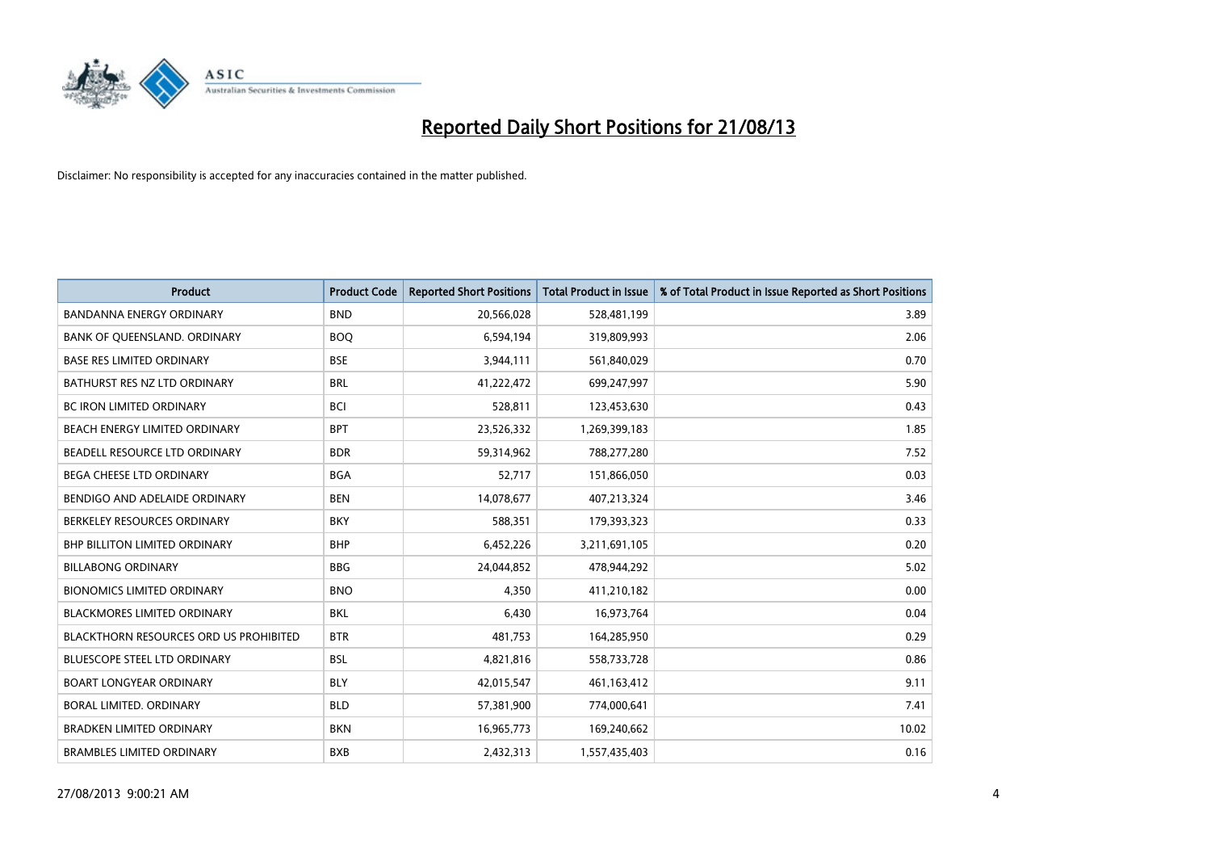# Reported Daily Short Positions for 21/08/13

Disclaimer: No responsibility is accepted for any inaccuracies contained in the matter published.

| Product | Product Code | Reported Short Positions | Total Product in Issue | % of Total Product in Issue Reported as Short Positions |
|---|---|---|---|---|
| BANDANNA ENERGY ORDINARY | BND | 20,566,028 | 528,481,199 | 3.89 |
| BANK OF QUEENSLAND. ORDINARY | BOQ | 6,594,194 | 319,809,993 | 2.06 |
| BASE RES LIMITED ORDINARY | BSE | 3,944,111 | 561,840,029 | 0.70 |
| BATHURST RES NZ LTD ORDINARY | BRL | 41,222,472 | 699,247,997 | 5.90 |
| BC IRON LIMITED ORDINARY | BCI | 528,811 | 123,453,630 | 0.43 |
| BEACH ENERGY LIMITED ORDINARY | BPT | 23,526,332 | 1,269,399,183 | 1.85 |
| BEADELL RESOURCE LTD ORDINARY | BDR | 59,314,962 | 788,277,280 | 7.52 |
| BEGA CHEESE LTD ORDINARY | BGA | 52,717 | 151,866,050 | 0.03 |
| BENDIGO AND ADELAIDE ORDINARY | BEN | 14,078,677 | 407,213,324 | 3.46 |
| BERKELEY RESOURCES ORDINARY | BKY | 588,351 | 179,393,323 | 0.33 |
| BHP BILLITON LIMITED ORDINARY | BHP | 6,452,226 | 3,211,691,105 | 0.20 |
| BILLABONG ORDINARY | BBG | 24,044,852 | 478,944,292 | 5.02 |
| BIONOMICS LIMITED ORDINARY | BNO | 4,350 | 411,210,182 | 0.00 |
| BLACKMORES LIMITED ORDINARY | BKL | 6,430 | 16,973,764 | 0.04 |
| BLACKTHORN RESOURCES ORD US PROHIBITED | BTR | 481,753 | 164,285,950 | 0.29 |
| BLUESCOPE STEEL LTD ORDINARY | BSL | 4,821,816 | 558,733,728 | 0.86 |
| BOART LONGYEAR ORDINARY | BLY | 42,015,547 | 461,163,412 | 9.11 |
| BORAL LIMITED. ORDINARY | BLD | 57,381,900 | 774,000,641 | 7.41 |
| BRADKEN LIMITED ORDINARY | BKN | 16,965,773 | 169,240,662 | 10.02 |
| BRAMBLES LIMITED ORDINARY | BXB | 2,432,313 | 1,557,435,403 | 0.16 |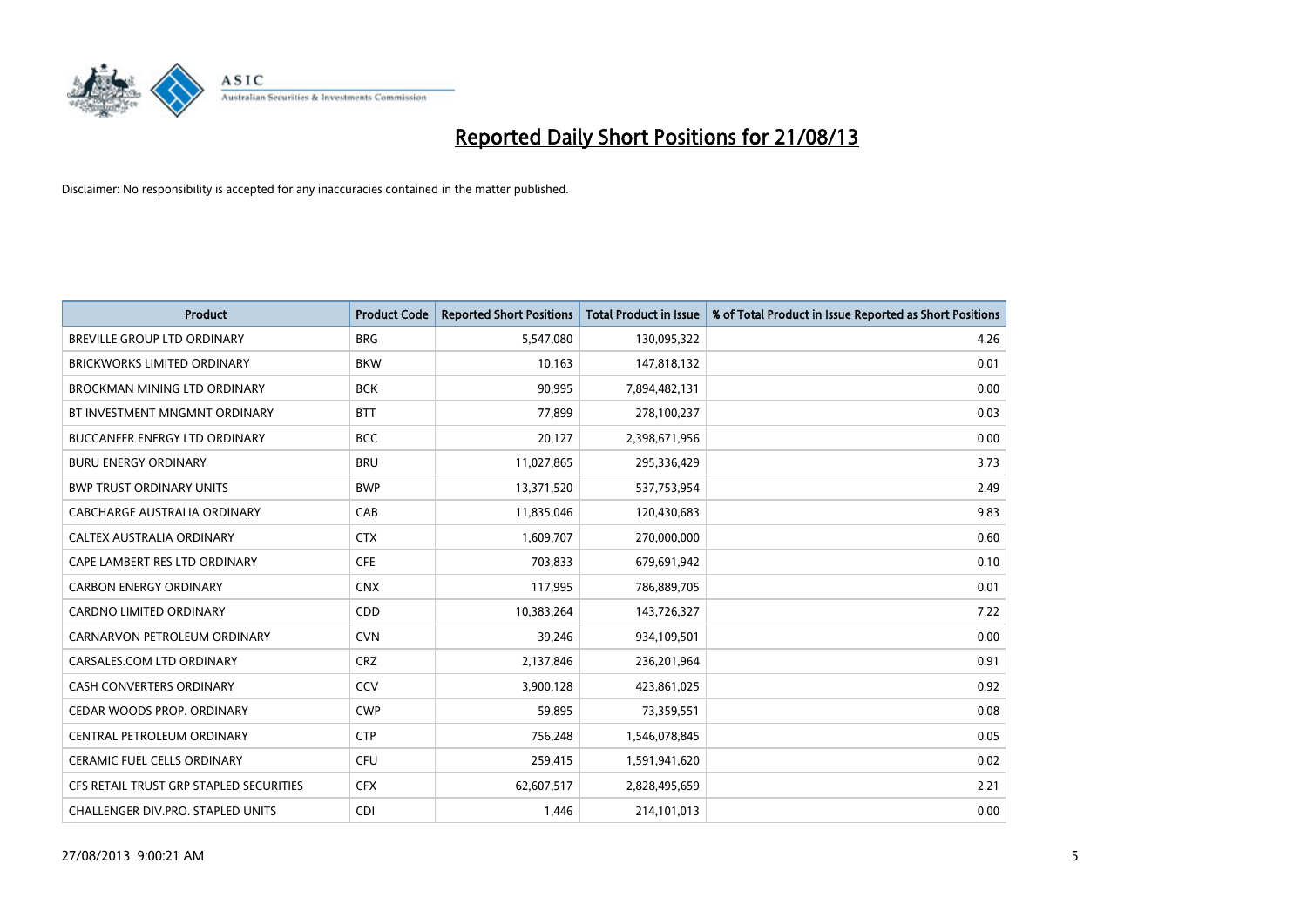# Reported Daily Short Positions for 21/08/13

Disclaimer: No responsibility is accepted for any inaccuracies contained in the matter published.

| Product | Product Code | Reported Short Positions | Total Product in Issue | % of Total Product in Issue Reported as Short Positions |
|---|---|---|---|---|
| BREVILLE GROUP LTD ORDINARY | BRG | 5,547,080 | 130,095,322 | 4.26 |
| BRICKWORKS LIMITED ORDINARY | BKW | 10,163 | 147,818,132 | 0.01 |
| BROCKMAN MINING LTD ORDINARY | BCK | 90,995 | 7,894,482,131 | 0.00 |
| BT INVESTMENT MNGMNT ORDINARY | BTT | 77,899 | 278,100,237 | 0.03 |
| BUCCANEER ENERGY LTD ORDINARY | BCC | 20,127 | 2,398,671,956 | 0.00 |
| BURU ENERGY ORDINARY | BRU | 11,027,865 | 295,336,429 | 3.73 |
| BWP TRUST ORDINARY UNITS | BWP | 13,371,520 | 537,753,954 | 2.49 |
| CABCHARGE AUSTRALIA ORDINARY | CAB | 11,835,046 | 120,430,683 | 9.83 |
| CALTEX AUSTRALIA ORDINARY | CTX | 1,609,707 | 270,000,000 | 0.60 |
| CAPE LAMBERT RES LTD ORDINARY | CFE | 703,833 | 679,691,942 | 0.10 |
| CARBON ENERGY ORDINARY | CNX | 117,995 | 786,889,705 | 0.01 |
| CARDNO LIMITED ORDINARY | CDD | 10,383,264 | 143,726,327 | 7.22 |
| CARNARVON PETROLEUM ORDINARY | CVN | 39,246 | 934,109,501 | 0.00 |
| CARSALES.COM LTD ORDINARY | CRZ | 2,137,846 | 236,201,964 | 0.91 |
| CASH CONVERTERS ORDINARY | CCV | 3,900,128 | 423,861,025 | 0.92 |
| CEDAR WOODS PROP. ORDINARY | CWP | 59,895 | 73,359,551 | 0.08 |
| CENTRAL PETROLEUM ORDINARY | CTP | 756,248 | 1,546,078,845 | 0.05 |
| CERAMIC FUEL CELLS ORDINARY | CFU | 259,415 | 1,591,941,620 | 0.02 |
| CFS RETAIL TRUST GRP STAPLED SECURITIES | CFX | 62,607,517 | 2,828,495,659 | 2.21 |
| CHALLENGER DIV.PRO. STAPLED UNITS | CDI | 1,446 | 214,101,013 | 0.00 |

27/08/2013 9:00:21 AM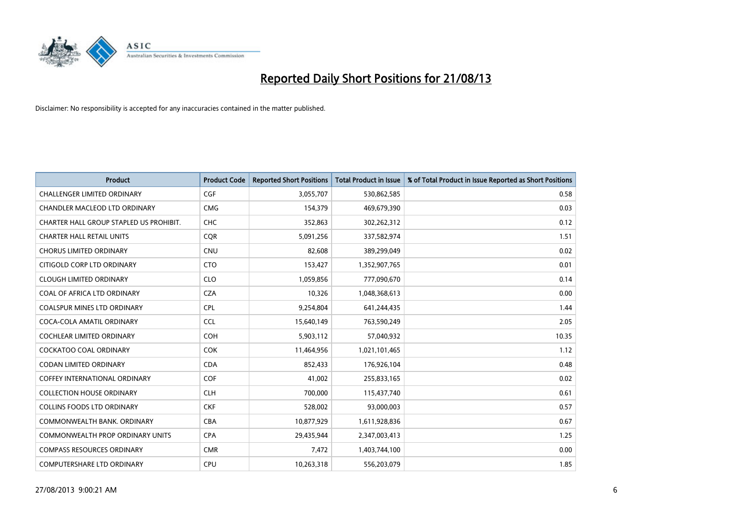# Reported Daily Short Positions for 21/08/13

Disclaimer: No responsibility is accepted for any inaccuracies contained in the matter published.

| Product | Product Code | Reported Short Positions | Total Product in Issue | % of Total Product in Issue Reported as Short Positions |
|---|---|---|---|---|
| CHALLENGER LIMITED ORDINARY | CGF | 3,055,707 | 530,862,585 | 0.58 |
| CHANDLER MACLEOD LTD ORDINARY | CMG | 154,379 | 469,679,390 | 0.03 |
| CHARTER HALL GROUP STAPLED US PROHIBIT. | CHC | 352,863 | 302,262,312 | 0.12 |
| CHARTER HALL RETAIL UNITS | CQR | 5,091,256 | 337,582,974 | 1.51 |
| CHORUS LIMITED ORDINARY | CNU | 82,608 | 389,299,049 | 0.02 |
| CITIGOLD CORP LTD ORDINARY | CTO | 153,427 | 1,352,907,765 | 0.01 |
| CLOUGH LIMITED ORDINARY | CLO | 1,059,856 | 777,090,670 | 0.14 |
| COAL OF AFRICA LTD ORDINARY | CZA | 10,326 | 1,048,368,613 | 0.00 |
| COALSPUR MINES LTD ORDINARY | CPL | 9,254,804 | 641,244,435 | 1.44 |
| COCA-COLA AMATIL ORDINARY | CCL | 15,640,149 | 763,590,249 | 2.05 |
| COCHLEAR LIMITED ORDINARY | COH | 5,903,112 | 57,040,932 | 10.35 |
| COCKATOO COAL ORDINARY | COK | 11,464,956 | 1,021,101,465 | 1.12 |
| CODAN LIMITED ORDINARY | CDA | 852,433 | 176,926,104 | 0.48 |
| COFFEY INTERNATIONAL ORDINARY | COF | 41,002 | 255,833,165 | 0.02 |
| COLLECTION HOUSE ORDINARY | CLH | 700,000 | 115,437,740 | 0.61 |
| COLLINS FOODS LTD ORDINARY | CKF | 528,002 | 93,000,003 | 0.57 |
| COMMONWEALTH BANK. ORDINARY | CBA | 10,877,929 | 1,611,928,836 | 0.67 |
| COMMONWEALTH PROP ORDINARY UNITS | CPA | 29,435,944 | 2,347,003,413 | 1.25 |
| COMPASS RESOURCES ORDINARY | CMR | 7,472 | 1,403,744,100 | 0.00 |
| COMPUTERSHARE LTD ORDINARY | CPU | 10,263,318 | 556,203,079 | 1.85 |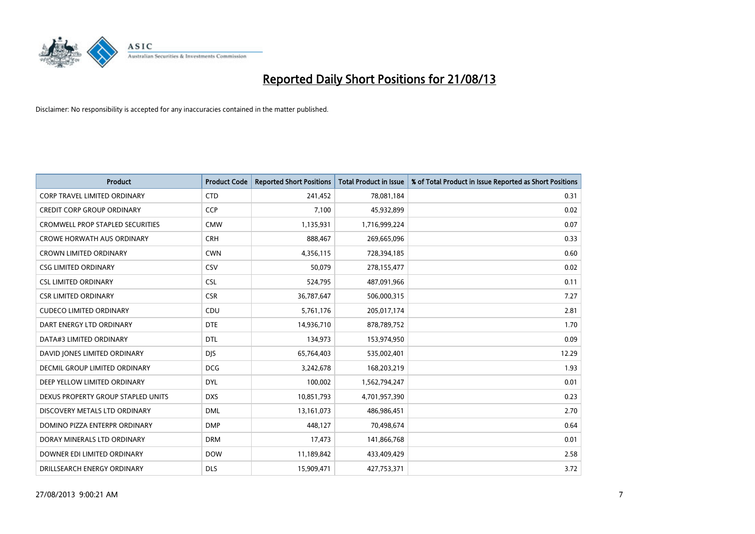# Reported Daily Short Positions for 21/08/13

Disclaimer: No responsibility is accepted for any inaccuracies contained in the matter published.

| Product | Product Code | Reported Short Positions | Total Product in Issue | % of Total Product in Issue Reported as Short Positions |
|---|---|---|---|---|
| CORP TRAVEL LIMITED ORDINARY | CTD | 241,452 | 78,081,184 | 0.31 |
| CREDIT CORP GROUP ORDINARY | CCP | 7,100 | 45,932,899 | 0.02 |
| CROMWELL PROP STAPLED SECURITIES | CMW | 1,135,931 | 1,716,999,224 | 0.07 |
| CROWE HORWATH AUS ORDINARY | CRH | 888,467 | 269,665,096 | 0.33 |
| CROWN LIMITED ORDINARY | CWN | 4,356,115 | 728,394,185 | 0.60 |
| CSG LIMITED ORDINARY | CSV | 50,079 | 278,155,477 | 0.02 |
| CSL LIMITED ORDINARY | CSL | 524,795 | 487,091,966 | 0.11 |
| CSR LIMITED ORDINARY | CSR | 36,787,647 | 506,000,315 | 7.27 |
| CUDECO LIMITED ORDINARY | CDU | 5,761,176 | 205,017,174 | 2.81 |
| DART ENERGY LTD ORDINARY | DTE | 14,936,710 | 878,789,752 | 1.70 |
| DATA#3 LIMITED ORDINARY | DTL | 134,973 | 153,974,950 | 0.09 |
| DAVID JONES LIMITED ORDINARY | DJS | 65,764,403 | 535,002,401 | 12.29 |
| DECMIL GROUP LIMITED ORDINARY | DCG | 3,242,678 | 168,203,219 | 1.93 |
| DEEP YELLOW LIMITED ORDINARY | DYL | 100,002 | 1,562,794,247 | 0.01 |
| DEXUS PROPERTY GROUP STAPLED UNITS | DXS | 10,851,793 | 4,701,957,390 | 0.23 |
| DISCOVERY METALS LTD ORDINARY | DML | 13,161,073 | 486,986,451 | 2.70 |
| DOMINO PIZZA ENTERPR ORDINARY | DMP | 448,127 | 70,498,674 | 0.64 |
| DORAY MINERALS LTD ORDINARY | DRM | 17,473 | 141,866,768 | 0.01 |
| DOWNER EDI LIMITED ORDINARY | DOW | 11,189,842 | 433,409,429 | 2.58 |
| DRILLSEARCH ENERGY ORDINARY | DLS | 15,909,471 | 427,753,371 | 3.72 |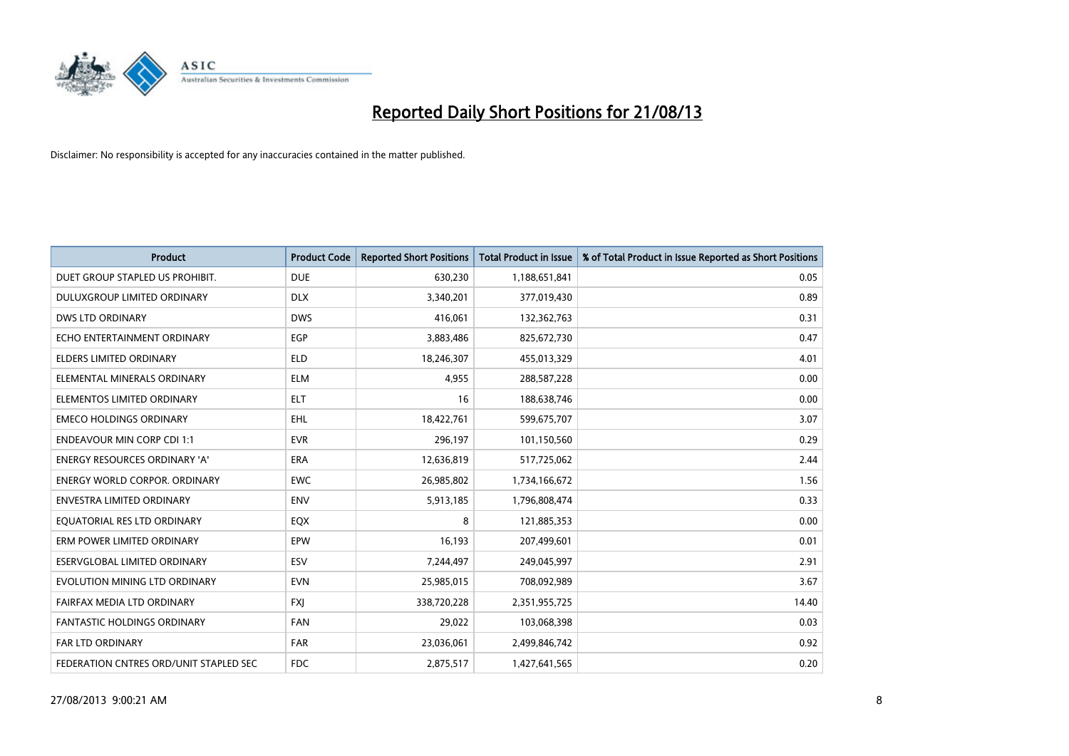# Reported Daily Short Positions for 21/08/13

Disclaimer: No responsibility is accepted for any inaccuracies contained in the matter published.

| Product | Product Code | Reported Short Positions | Total Product in Issue | % of Total Product in Issue Reported as Short Positions |
|---|---|---|---|---|
| DUET GROUP STAPLED US PROHIBIT. | DUE | 630,230 | 1,188,651,841 | 0.05 |
| DULUXGROUP LIMITED ORDINARY | DLX | 3,340,201 | 377,019,430 | 0.89 |
| DWS LTD ORDINARY | DWS | 416,061 | 132,362,763 | 0.31 |
| ECHO ENTERTAINMENT ORDINARY | EGP | 3,883,486 | 825,672,730 | 0.47 |
| ELDERS LIMITED ORDINARY | ELD | 18,246,307 | 455,013,329 | 4.01 |
| ELEMENTAL MINERALS ORDINARY | ELM | 4,955 | 288,587,228 | 0.00 |
| ELEMENTOS LIMITED ORDINARY | ELT | 16 | 188,638,746 | 0.00 |
| EMECO HOLDINGS ORDINARY | EHL | 18,422,761 | 599,675,707 | 3.07 |
| ENDEAVOUR MIN CORP CDI 1:1 | EVR | 296,197 | 101,150,560 | 0.29 |
| ENERGY RESOURCES ORDINARY 'A' | ERA | 12,636,819 | 517,725,062 | 2.44 |
| ENERGY WORLD CORPOR. ORDINARY | EWC | 26,985,802 | 1,734,166,672 | 1.56 |
| ENVESTRA LIMITED ORDINARY | ENV | 5,913,185 | 1,796,808,474 | 0.33 |
| EQUATORIAL RES LTD ORDINARY | EQX | 8 | 121,885,353 | 0.00 |
| ERM POWER LIMITED ORDINARY | EPW | 16,193 | 207,499,601 | 0.01 |
| ESERVGLOBAL LIMITED ORDINARY | ESV | 7,244,497 | 249,045,997 | 2.91 |
| EVOLUTION MINING LTD ORDINARY | EVN | 25,985,015 | 708,092,989 | 3.67 |
| FAIRFAX MEDIA LTD ORDINARY | FXJ | 338,720,228 | 2,351,955,725 | 14.40 |
| FANTASTIC HOLDINGS ORDINARY | FAN | 29,022 | 103,068,398 | 0.03 |
| FAR LTD ORDINARY | FAR | 23,036,061 | 2,499,846,742 | 0.92 |
| FEDERATION CNTRES ORD/UNIT STAPLED SEC | FDC | 2,875,517 | 1,427,641,565 | 0.20 |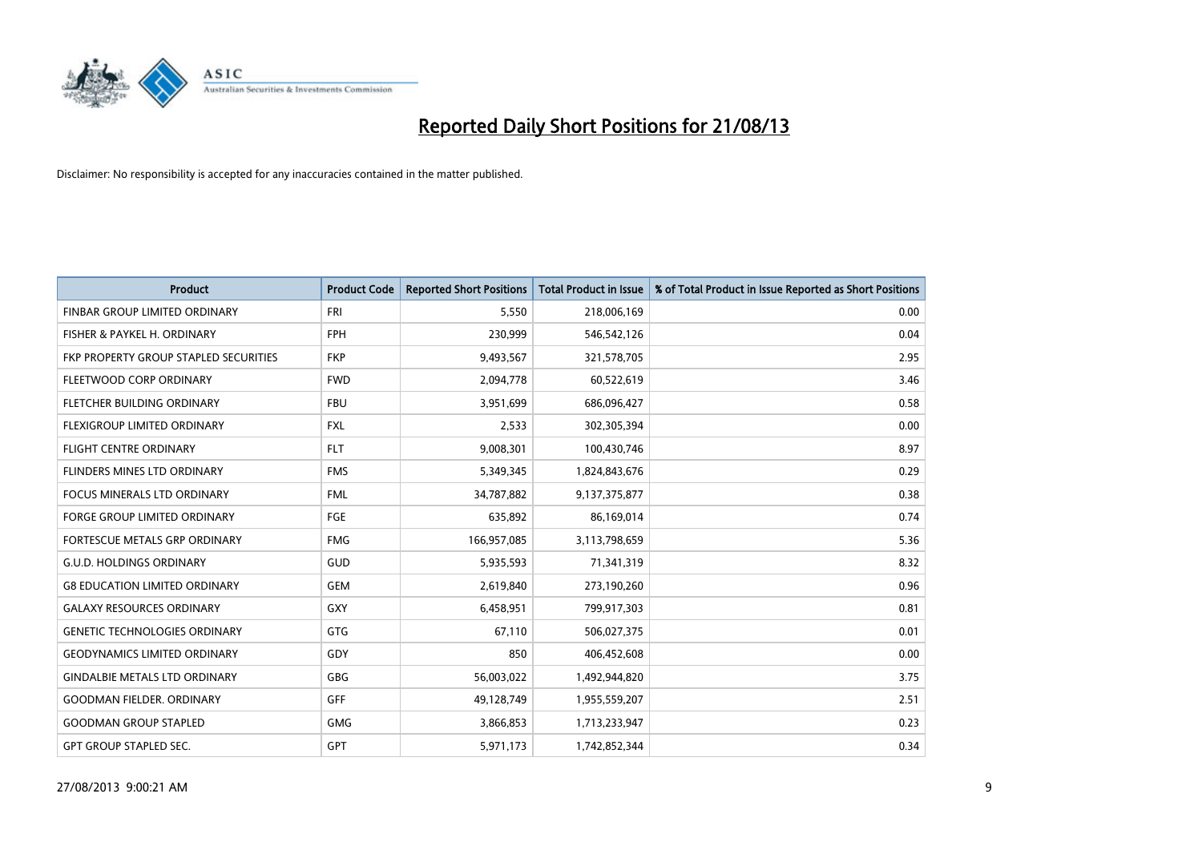# Reported Daily Short Positions for 21/08/13

Disclaimer: No responsibility is accepted for any inaccuracies contained in the matter published.

| Product | Product Code | Reported Short Positions | Total Product in Issue | % of Total Product in Issue Reported as Short Positions |
|---|---|---|---|---|
| FINBAR GROUP LIMITED ORDINARY | FRI | 5,550 | 218,006,169 | 0.00 |
| FISHER & PAYKEL H. ORDINARY | FPH | 230,999 | 546,542,126 | 0.04 |
| FKP PROPERTY GROUP STAPLED SECURITIES | FKP | 9,493,567 | 321,578,705 | 2.95 |
| FLEETWOOD CORP ORDINARY | FWD | 2,094,778 | 60,522,619 | 3.46 |
| FLETCHER BUILDING ORDINARY | FBU | 3,951,699 | 686,096,427 | 0.58 |
| FLEXIGROUP LIMITED ORDINARY | FXL | 2,533 | 302,305,394 | 0.00 |
| FLIGHT CENTRE ORDINARY | FLT | 9,008,301 | 100,430,746 | 8.97 |
| FLINDERS MINES LTD ORDINARY | FMS | 5,349,345 | 1,824,843,676 | 0.29 |
| FOCUS MINERALS LTD ORDINARY | FML | 34,787,882 | 9,137,375,877 | 0.38 |
| FORGE GROUP LIMITED ORDINARY | FGE | 635,892 | 86,169,014 | 0.74 |
| FORTESCUE METALS GRP ORDINARY | FMG | 166,957,085 | 3,113,798,659 | 5.36 |
| G.U.D. HOLDINGS ORDINARY | GUD | 5,935,593 | 71,341,319 | 8.32 |
| G8 EDUCATION LIMITED ORDINARY | GEM | 2,619,840 | 273,190,260 | 0.96 |
| GALAXY RESOURCES ORDINARY | GXY | 6,458,951 | 799,917,303 | 0.81 |
| GENETIC TECHNOLOGIES ORDINARY | GTG | 67,110 | 506,027,375 | 0.01 |
| GEODYNAMICS LIMITED ORDINARY | GDY | 850 | 406,452,608 | 0.00 |
| GINDALBIE METALS LTD ORDINARY | GBG | 56,003,022 | 1,492,944,820 | 3.75 |
| GOODMAN FIELDER. ORDINARY | GFF | 49,128,749 | 1,955,559,207 | 2.51 |
| GOODMAN GROUP STAPLED | GMG | 3,866,853 | 1,713,233,947 | 0.23 |
| GPT GROUP STAPLED SEC. | GPT | 5,971,173 | 1,742,852,344 | 0.34 |

27/08/2013 9:00:21 AM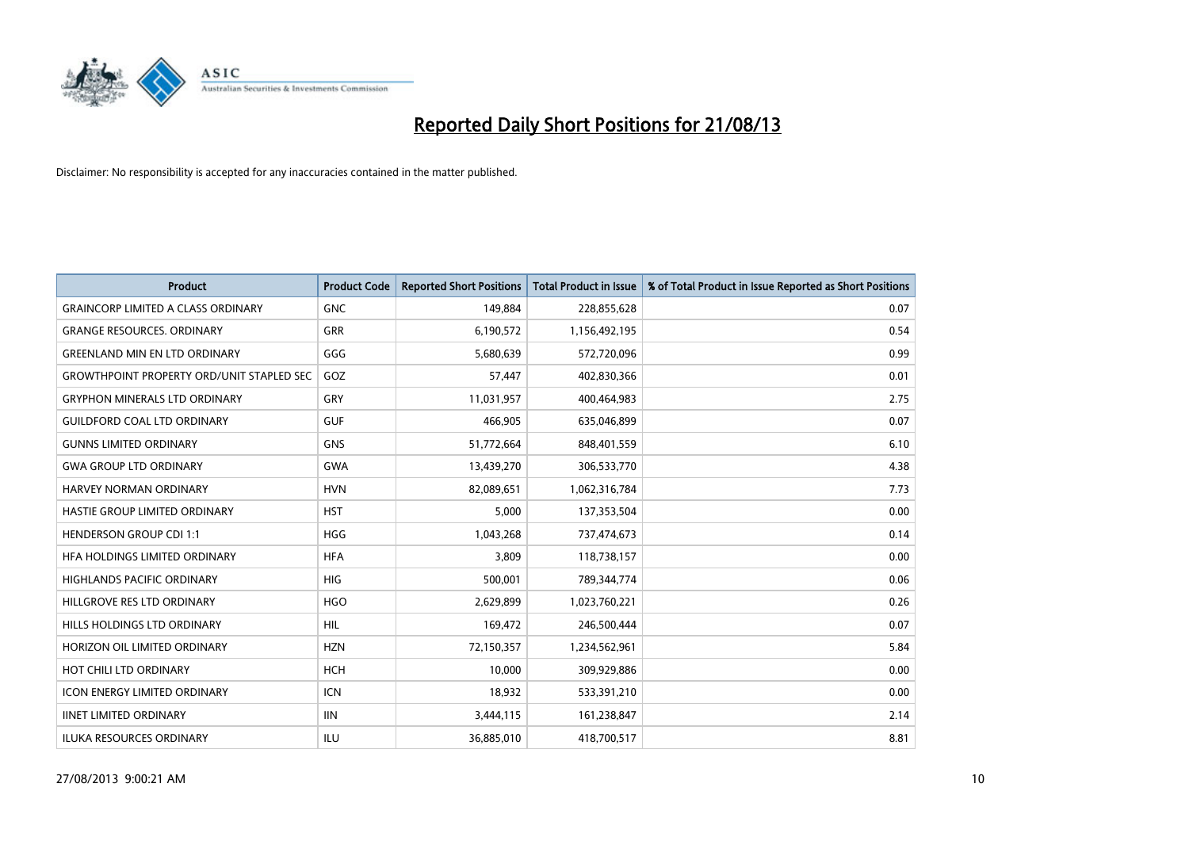# Reported Daily Short Positions for 21/08/13

Disclaimer: No responsibility is accepted for any inaccuracies contained in the matter published.

| Product | Product Code | Reported Short Positions | Total Product in Issue | % of Total Product in Issue Reported as Short Positions |
|---|---|---|---|---|
| GRAINCORP LIMITED A CLASS ORDINARY | GNC | 149,884 | 228,855,628 | 0.07 |
| GRANGE RESOURCES. ORDINARY | GRR | 6,190,572 | 1,156,492,195 | 0.54 |
| GREENLAND MIN EN LTD ORDINARY | GGG | 5,680,639 | 572,720,096 | 0.99 |
| GROWTHPOINT PROPERTY ORD/UNIT STAPLED SEC | GOZ | 57,447 | 402,830,366 | 0.01 |
| GRYPHON MINERALS LTD ORDINARY | GRY | 11,031,957 | 400,464,983 | 2.75 |
| GUILDFORD COAL LTD ORDINARY | GUF | 466,905 | 635,046,899 | 0.07 |
| GUNNS LIMITED ORDINARY | GNS | 51,772,664 | 848,401,559 | 6.10 |
| GWA GROUP LTD ORDINARY | GWA | 13,439,270 | 306,533,770 | 4.38 |
| HARVEY NORMAN ORDINARY | HVN | 82,089,651 | 1,062,316,784 | 7.73 |
| HASTIE GROUP LIMITED ORDINARY | HST | 5,000 | 137,353,504 | 0.00 |
| HENDERSON GROUP CDI 1:1 | HGG | 1,043,268 | 737,474,673 | 0.14 |
| HFA HOLDINGS LIMITED ORDINARY | HFA | 3,809 | 118,738,157 | 0.00 |
| HIGHLANDS PACIFIC ORDINARY | HIG | 500,001 | 789,344,774 | 0.06 |
| HILLGROVE RES LTD ORDINARY | HGO | 2,629,899 | 1,023,760,221 | 0.26 |
| HILLS HOLDINGS LTD ORDINARY | HIL | 169,472 | 246,500,444 | 0.07 |
| HORIZON OIL LIMITED ORDINARY | HZN | 72,150,357 | 1,234,562,961 | 5.84 |
| HOT CHILI LTD ORDINARY | HCH | 10,000 | 309,929,886 | 0.00 |
| ICON ENERGY LIMITED ORDINARY | ICN | 18,932 | 533,391,210 | 0.00 |
| IINET LIMITED ORDINARY | IIN | 3,444,115 | 161,238,847 | 2.14 |
| ILUKA RESOURCES ORDINARY | ILU | 36,885,010 | 418,700,517 | 8.81 |

27/08/2013 9:00:21 AM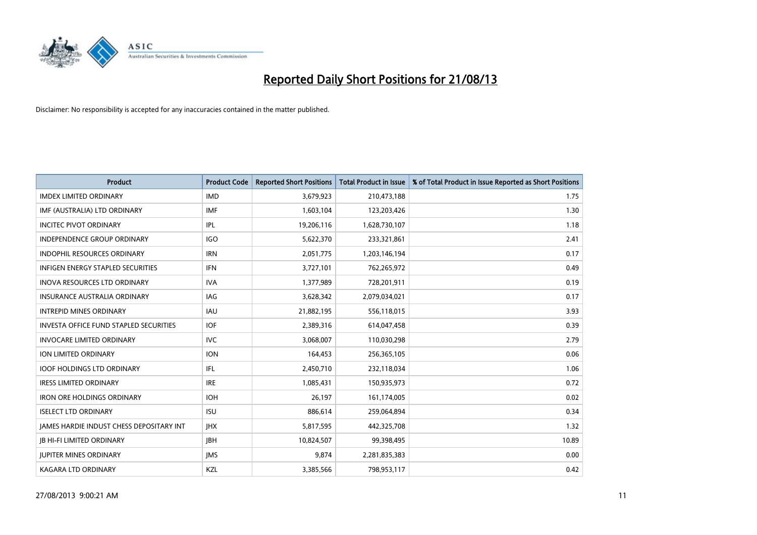# Reported Daily Short Positions for 21/08/13

Disclaimer: No responsibility is accepted for any inaccuracies contained in the matter published.

| Product | Product Code | Reported Short Positions | Total Product in Issue | % of Total Product in Issue Reported as Short Positions |
|---|---|---|---|---|
| IMDEX LIMITED ORDINARY | IMD | 3,679,923 | 210,473,188 | 1.75 |
| IMF (AUSTRALIA) LTD ORDINARY | IMF | 1,603,104 | 123,203,426 | 1.30 |
| INCITEC PIVOT ORDINARY | IPL | 19,206,116 | 1,628,730,107 | 1.18 |
| INDEPENDENCE GROUP ORDINARY | IGO | 5,622,370 | 233,321,861 | 2.41 |
| INDOPHIL RESOURCES ORDINARY | IRN | 2,051,775 | 1,203,146,194 | 0.17 |
| INFIGEN ENERGY STAPLED SECURITIES | IFN | 3,727,101 | 762,265,972 | 0.49 |
| INOVA RESOURCES LTD ORDINARY | IVA | 1,377,989 | 728,201,911 | 0.19 |
| INSURANCE AUSTRALIA ORDINARY | IAG | 3,628,342 | 2,079,034,021 | 0.17 |
| INTREPID MINES ORDINARY | IAU | 21,882,195 | 556,118,015 | 3.93 |
| INVESTA OFFICE FUND STAPLED SECURITIES | IOF | 2,389,316 | 614,047,458 | 0.39 |
| INVOCARE LIMITED ORDINARY | IVC | 3,068,007 | 110,030,298 | 2.79 |
| ION LIMITED ORDINARY | ION | 164,453 | 256,365,105 | 0.06 |
| IOOF HOLDINGS LTD ORDINARY | IFL | 2,450,710 | 232,118,034 | 1.06 |
| IRESS LIMITED ORDINARY | IRE | 1,085,431 | 150,935,973 | 0.72 |
| IRON ORE HOLDINGS ORDINARY | IOH | 26,197 | 161,174,005 | 0.02 |
| ISELECT LTD ORDINARY | ISU | 886,614 | 259,064,894 | 0.34 |
| JAMES HARDIE INDUST CHESS DEPOSITARY INT | JHX | 5,817,595 | 442,325,708 | 1.32 |
| JB HI-FI LIMITED ORDINARY | JBH | 10,824,507 | 99,398,495 | 10.89 |
| JUPITER MINES ORDINARY | JMS | 9,874 | 2,281,835,383 | 0.00 |
| KAGARA LTD ORDINARY | KZL | 3,385,566 | 798,953,117 | 0.42 |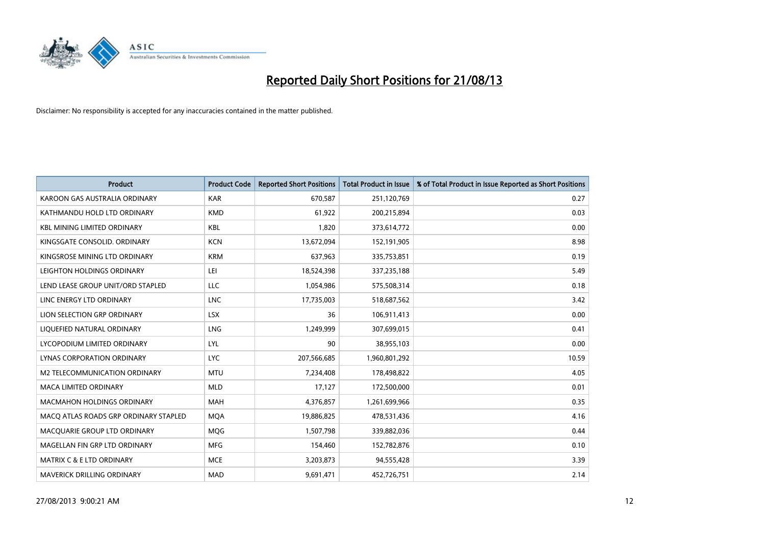# Reported Daily Short Positions for 21/08/13

Disclaimer: No responsibility is accepted for any inaccuracies contained in the matter published.

| Product | Product Code | Reported Short Positions | Total Product in Issue | % of Total Product in Issue Reported as Short Positions |
|---|---|---|---|---|
| KAROON GAS AUSTRALIA ORDINARY | KAR | 670,587 | 251,120,769 | 0.27 |
| KATHMANDU HOLD LTD ORDINARY | KMD | 61,922 | 200,215,894 | 0.03 |
| KBL MINING LIMITED ORDINARY | KBL | 1,820 | 373,614,772 | 0.00 |
| KINGSGATE CONSOLID. ORDINARY | KCN | 13,672,094 | 152,191,905 | 8.98 |
| KINGSROSE MINING LTD ORDINARY | KRM | 637,963 | 335,753,851 | 0.19 |
| LEIGHTON HOLDINGS ORDINARY | LEI | 18,524,398 | 337,235,188 | 5.49 |
| LEND LEASE GROUP UNIT/ORD STAPLED | LLC | 1,054,986 | 575,508,314 | 0.18 |
| LINC ENERGY LTD ORDINARY | LNC | 17,735,003 | 518,687,562 | 3.42 |
| LION SELECTION GRP ORDINARY | LSX | 36 | 106,911,413 | 0.00 |
| LIQUEFIED NATURAL ORDINARY | LNG | 1,249,999 | 307,699,015 | 0.41 |
| LYCOPODIUM LIMITED ORDINARY | LYL | 90 | 38,955,103 | 0.00 |
| LYNAS CORPORATION ORDINARY | LYC | 207,566,685 | 1,960,801,292 | 10.59 |
| M2 TELECOMMUNICATION ORDINARY | MTU | 7,234,408 | 178,498,822 | 4.05 |
| MACA LIMITED ORDINARY | MLD | 17,127 | 172,500,000 | 0.01 |
| MACMAHON HOLDINGS ORDINARY | MAH | 4,376,857 | 1,261,699,966 | 0.35 |
| MACQ ATLAS ROADS GRP ORDINARY STAPLED | MQA | 19,886,825 | 478,531,436 | 4.16 |
| MACQUARIE GROUP LTD ORDINARY | MQG | 1,507,798 | 339,882,036 | 0.44 |
| MAGELLAN FIN GRP LTD ORDINARY | MFG | 154,460 | 152,782,876 | 0.10 |
| MATRIX C & E LTD ORDINARY | MCE | 3,203,873 | 94,555,428 | 3.39 |
| MAVERICK DRILLING ORDINARY | MAD | 9,691,471 | 452,726,751 | 2.14 |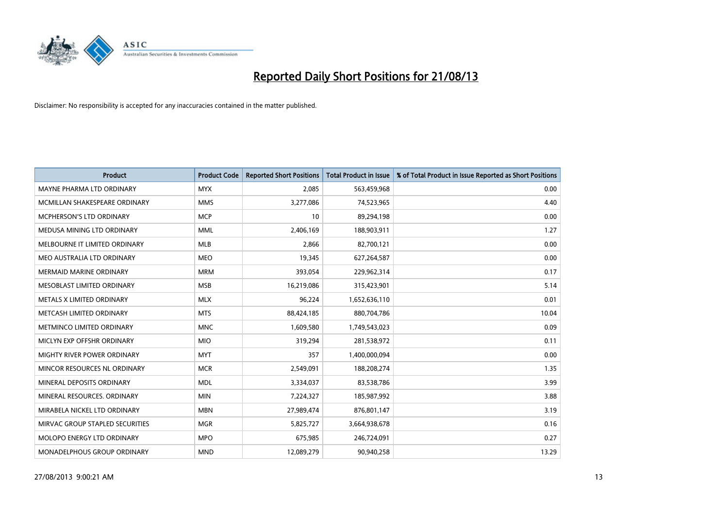# Reported Daily Short Positions for 21/08/13

Disclaimer: No responsibility is accepted for any inaccuracies contained in the matter published.

| Product | Product Code | Reported Short Positions | Total Product in Issue | % of Total Product in Issue Reported as Short Positions |
|---|---|---|---|---|
| MAYNE PHARMA LTD ORDINARY | MYX | 2,085 | 563,459,968 | 0.00 |
| MCMILLAN SHAKESPEARE ORDINARY | MMS | 3,277,086 | 74,523,965 | 4.40 |
| MCPHERSON'S LTD ORDINARY | MCP | 10 | 89,294,198 | 0.00 |
| MEDUSA MINING LTD ORDINARY | MML | 2,406,169 | 188,903,911 | 1.27 |
| MELBOURNE IT LIMITED ORDINARY | MLB | 2,866 | 82,700,121 | 0.00 |
| MEO AUSTRALIA LTD ORDINARY | MEO | 19,345 | 627,264,587 | 0.00 |
| MERMAID MARINE ORDINARY | MRM | 393,054 | 229,962,314 | 0.17 |
| MESOBLAST LIMITED ORDINARY | MSB | 16,219,086 | 315,423,901 | 5.14 |
| METALS X LIMITED ORDINARY | MLX | 96,224 | 1,652,636,110 | 0.01 |
| METCASH LIMITED ORDINARY | MTS | 88,424,185 | 880,704,786 | 10.04 |
| METMINCO LIMITED ORDINARY | MNC | 1,609,580 | 1,749,543,023 | 0.09 |
| MICLYN EXP OFFSHR ORDINARY | MIO | 319,294 | 281,538,972 | 0.11 |
| MIGHTY RIVER POWER ORDINARY | MYT | 357 | 1,400,000,094 | 0.00 |
| MINCOR RESOURCES NL ORDINARY | MCR | 2,549,091 | 188,208,274 | 1.35 |
| MINERAL DEPOSITS ORDINARY | MDL | 3,334,037 | 83,538,786 | 3.99 |
| MINERAL RESOURCES. ORDINARY | MIN | 7,224,327 | 185,987,992 | 3.88 |
| MIRABELA NICKEL LTD ORDINARY | MBN | 27,989,474 | 876,801,147 | 3.19 |
| MIRVAC GROUP STAPLED SECURITIES | MGR | 5,825,727 | 3,664,938,678 | 0.16 |
| MOLOPO ENERGY LTD ORDINARY | MPO | 675,985 | 246,724,091 | 0.27 |
| MONADELPHOUS GROUP ORDINARY | MND | 12,089,279 | 90,940,258 | 13.29 |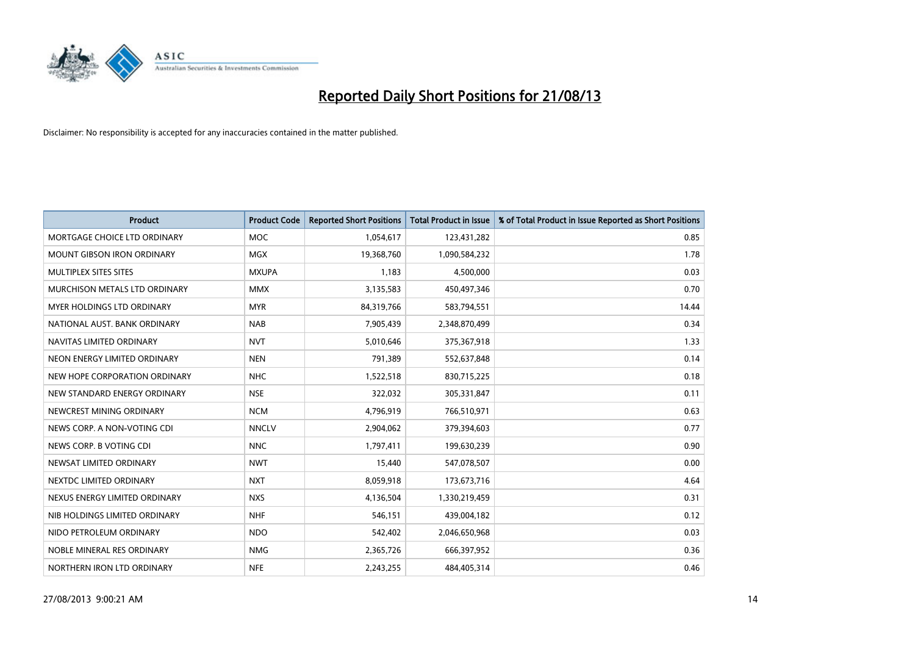# Reported Daily Short Positions for 21/08/13

Disclaimer: No responsibility is accepted for any inaccuracies contained in the matter published.

| Product | Product Code | Reported Short Positions | Total Product in Issue | % of Total Product in Issue Reported as Short Positions |
|---|---|---|---|---|
| MORTGAGE CHOICE LTD ORDINARY | MOC | 1,054,617 | 123,431,282 | 0.85 |
| MOUNT GIBSON IRON ORDINARY | MGX | 19,368,760 | 1,090,584,232 | 1.78 |
| MULTIPLEX SITES SITES | MXUPA | 1,183 | 4,500,000 | 0.03 |
| MURCHISON METALS LTD ORDINARY | MMX | 3,135,583 | 450,497,346 | 0.70 |
| MYER HOLDINGS LTD ORDINARY | MYR | 84,319,766 | 583,794,551 | 14.44 |
| NATIONAL AUST. BANK ORDINARY | NAB | 7,905,439 | 2,348,870,499 | 0.34 |
| NAVITAS LIMITED ORDINARY | NVT | 5,010,646 | 375,367,918 | 1.33 |
| NEON ENERGY LIMITED ORDINARY | NEN | 791,389 | 552,637,848 | 0.14 |
| NEW HOPE CORPORATION ORDINARY | NHC | 1,522,518 | 830,715,225 | 0.18 |
| NEW STANDARD ENERGY ORDINARY | NSE | 322,032 | 305,331,847 | 0.11 |
| NEWCREST MINING ORDINARY | NCM | 4,796,919 | 766,510,971 | 0.63 |
| NEWS CORP. A NON-VOTING CDI | NNCLV | 2,904,062 | 379,394,603 | 0.77 |
| NEWS CORP. B VOTING CDI | NNC | 1,797,411 | 199,630,239 | 0.90 |
| NEWSAT LIMITED ORDINARY | NWT | 15,440 | 547,078,507 | 0.00 |
| NEXTDC LIMITED ORDINARY | NXT | 8,059,918 | 173,673,716 | 4.64 |
| NEXUS ENERGY LIMITED ORDINARY | NXS | 4,136,504 | 1,330,219,459 | 0.31 |
| NIB HOLDINGS LIMITED ORDINARY | NHF | 546,151 | 439,004,182 | 0.12 |
| NIDO PETROLEUM ORDINARY | NDO | 542,402 | 2,046,650,968 | 0.03 |
| NOBLE MINERAL RES ORDINARY | NMG | 2,365,726 | 666,397,952 | 0.36 |
| NORTHERN IRON LTD ORDINARY | NFE | 2,243,255 | 484,405,314 | 0.46 |

27/08/2013 9:00:21 AM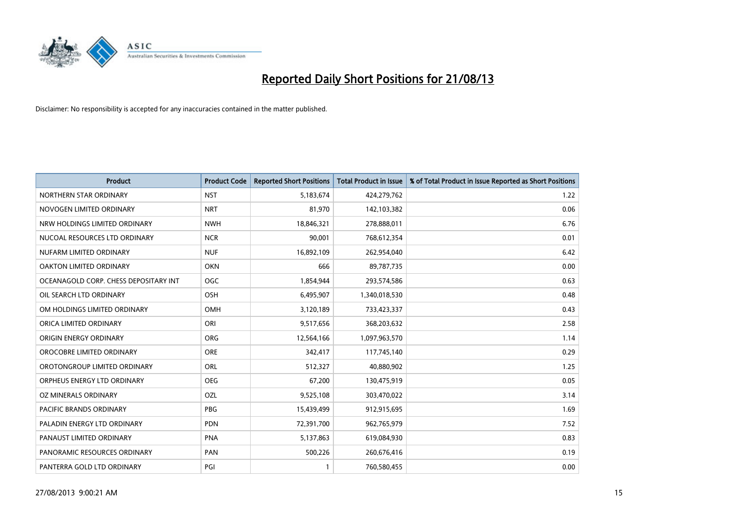# Reported Daily Short Positions for 21/08/13

Disclaimer: No responsibility is accepted for any inaccuracies contained in the matter published.

| Product | Product Code | Reported Short Positions | Total Product in Issue | % of Total Product in Issue Reported as Short Positions |
|---|---|---|---|---|
| NORTHERN STAR ORDINARY | NST | 5,183,674 | 424,279,762 | 1.22 |
| NOVOGEN LIMITED ORDINARY | NRT | 81,970 | 142,103,382 | 0.06 |
| NRW HOLDINGS LIMITED ORDINARY | NWH | 18,846,321 | 278,888,011 | 6.76 |
| NUCOAL RESOURCES LTD ORDINARY | NCR | 90,001 | 768,612,354 | 0.01 |
| NUFARM LIMITED ORDINARY | NUF | 16,892,109 | 262,954,040 | 6.42 |
| OAKTON LIMITED ORDINARY | OKN | 666 | 89,787,735 | 0.00 |
| OCEANAGOLD CORP. CHESS DEPOSITARY INT | OGC | 1,854,944 | 293,574,586 | 0.63 |
| OIL SEARCH LTD ORDINARY | OSH | 6,495,907 | 1,340,018,530 | 0.48 |
| OM HOLDINGS LIMITED ORDINARY | OMH | 3,120,189 | 733,423,337 | 0.43 |
| ORICA LIMITED ORDINARY | ORI | 9,517,656 | 368,203,632 | 2.58 |
| ORIGIN ENERGY ORDINARY | ORG | 12,564,166 | 1,097,963,570 | 1.14 |
| OROCOBRE LIMITED ORDINARY | ORE | 342,417 | 117,745,140 | 0.29 |
| OROTONGROUP LIMITED ORDINARY | ORL | 512,327 | 40,880,902 | 1.25 |
| ORPHEUS ENERGY LTD ORDINARY | OEG | 67,200 | 130,475,919 | 0.05 |
| OZ MINERALS ORDINARY | OZL | 9,525,108 | 303,470,022 | 3.14 |
| PACIFIC BRANDS ORDINARY | PBG | 15,439,499 | 912,915,695 | 1.69 |
| PALADIN ENERGY LTD ORDINARY | PDN | 72,391,700 | 962,765,979 | 7.52 |
| PANAUST LIMITED ORDINARY | PNA | 5,137,863 | 619,084,930 | 0.83 |
| PANORAMIC RESOURCES ORDINARY | PAN | 500,226 | 260,676,416 | 0.19 |
| PANTERRA GOLD LTD ORDINARY | PGI | 1 | 760,580,455 | 0.00 |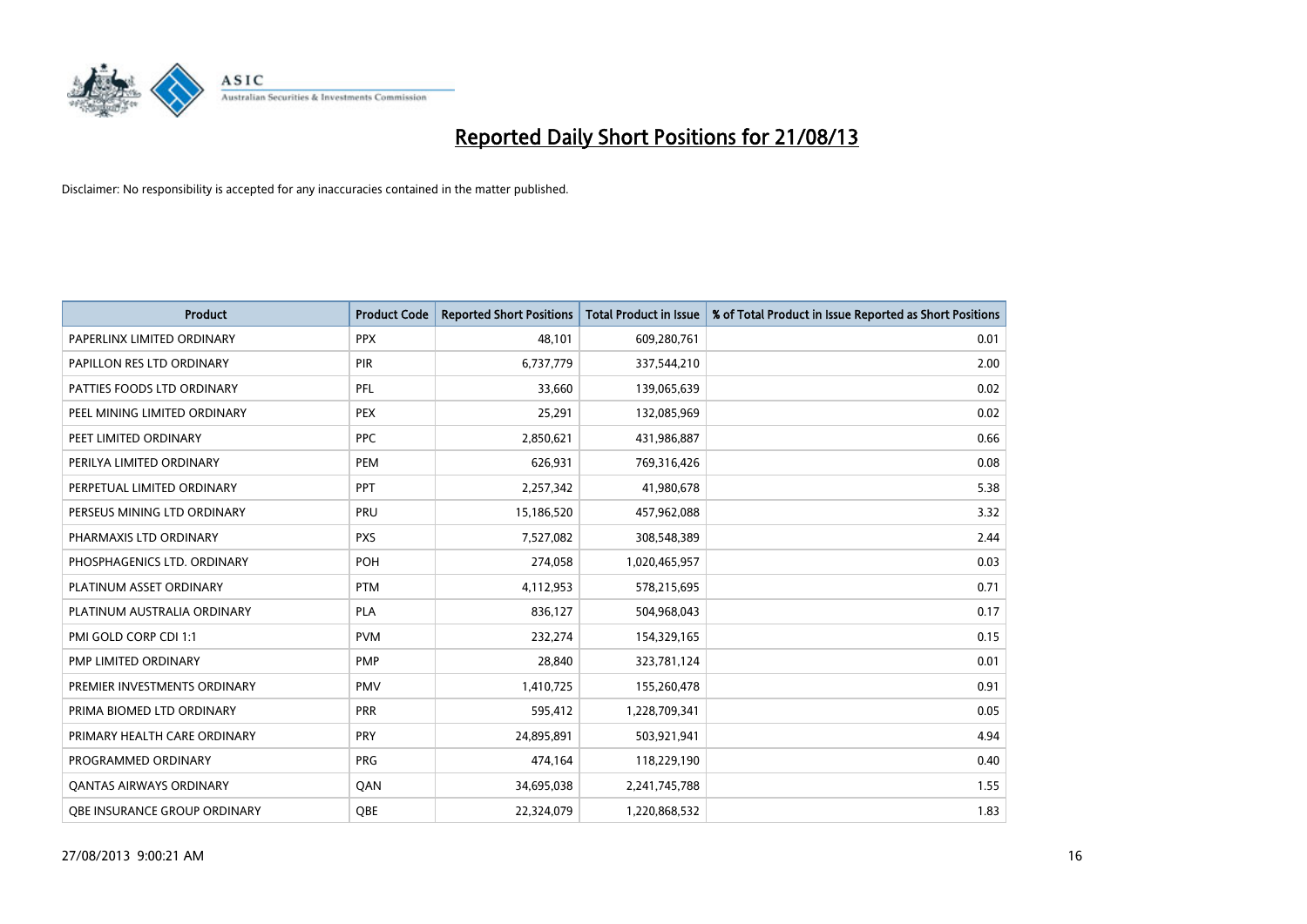# Reported Daily Short Positions for 21/08/13

Disclaimer: No responsibility is accepted for any inaccuracies contained in the matter published.

| Product | Product Code | Reported Short Positions | Total Product in Issue | % of Total Product in Issue Reported as Short Positions |
|---|---|---|---|---|
| PAPERLINX LIMITED ORDINARY | PPX | 48,101 | 609,280,761 | 0.01 |
| PAPILLON RES LTD ORDINARY | PIR | 6,737,779 | 337,544,210 | 2.00 |
| PATTIES FOODS LTD ORDINARY | PFL | 33,660 | 139,065,639 | 0.02 |
| PEEL MINING LIMITED ORDINARY | PEX | 25,291 | 132,085,969 | 0.02 |
| PEET LIMITED ORDINARY | PPC | 2,850,621 | 431,986,887 | 0.66 |
| PERILYA LIMITED ORDINARY | PEM | 626,931 | 769,316,426 | 0.08 |
| PERPETUAL LIMITED ORDINARY | PPT | 2,257,342 | 41,980,678 | 5.38 |
| PERSEUS MINING LTD ORDINARY | PRU | 15,186,520 | 457,962,088 | 3.32 |
| PHARMAXIS LTD ORDINARY | PXS | 7,527,082 | 308,548,389 | 2.44 |
| PHOSPHAGENICS LTD. ORDINARY | POH | 274,058 | 1,020,465,957 | 0.03 |
| PLATINUM ASSET ORDINARY | PTM | 4,112,953 | 578,215,695 | 0.71 |
| PLATINUM AUSTRALIA ORDINARY | PLA | 836,127 | 504,968,043 | 0.17 |
| PMI GOLD CORP CDI 1:1 | PVM | 232,274 | 154,329,165 | 0.15 |
| PMP LIMITED ORDINARY | PMP | 28,840 | 323,781,124 | 0.01 |
| PREMIER INVESTMENTS ORDINARY | PMV | 1,410,725 | 155,260,478 | 0.91 |
| PRIMA BIOMED LTD ORDINARY | PRR | 595,412 | 1,228,709,341 | 0.05 |
| PRIMARY HEALTH CARE ORDINARY | PRY | 24,895,891 | 503,921,941 | 4.94 |
| PROGRAMMED ORDINARY | PRG | 474,164 | 118,229,190 | 0.40 |
| QANTAS AIRWAYS ORDINARY | QAN | 34,695,038 | 2,241,745,788 | 1.55 |
| QBE INSURANCE GROUP ORDINARY | QBE | 22,324,079 | 1,220,868,532 | 1.83 |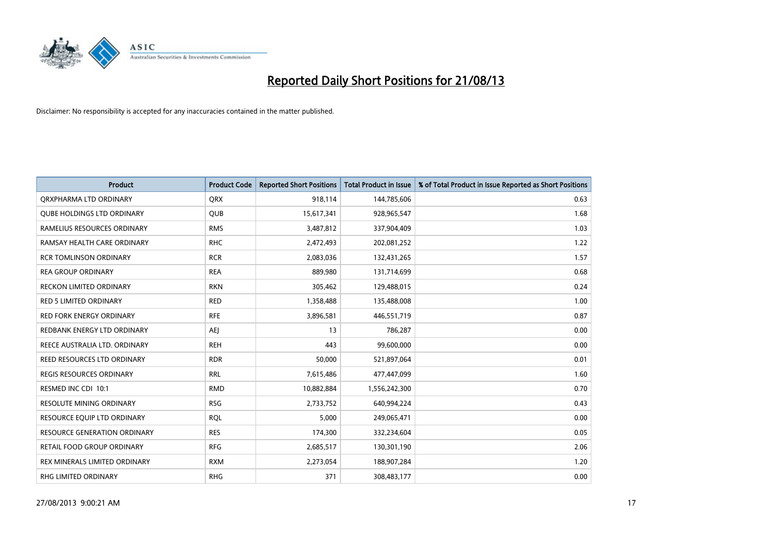# Reported Daily Short Positions for 21/08/13

Disclaimer: No responsibility is accepted for any inaccuracies contained in the matter published.

| Product | Product Code | Reported Short Positions | Total Product in Issue | % of Total Product in Issue Reported as Short Positions |
|---|---|---|---|---|
| QRXPHARMA LTD ORDINARY | QRX | 918,114 | 144,785,606 | 0.63 |
| QUBE HOLDINGS LTD ORDINARY | QUB | 15,617,341 | 928,965,547 | 1.68 |
| RAMELIUS RESOURCES ORDINARY | RMS | 3,487,812 | 337,904,409 | 1.03 |
| RAMSAY HEALTH CARE ORDINARY | RHC | 2,472,493 | 202,081,252 | 1.22 |
| RCR TOMLINSON ORDINARY | RCR | 2,083,036 | 132,431,265 | 1.57 |
| REA GROUP ORDINARY | REA | 889,980 | 131,714,699 | 0.68 |
| RECKON LIMITED ORDINARY | RKN | 305,462 | 129,488,015 | 0.24 |
| RED 5 LIMITED ORDINARY | RED | 1,358,488 | 135,488,008 | 1.00 |
| RED FORK ENERGY ORDINARY | RFE | 3,896,581 | 446,551,719 | 0.87 |
| REDBANK ENERGY LTD ORDINARY | AEJ | 13 | 786,287 | 0.00 |
| REECE AUSTRALIA LTD. ORDINARY | REH | 443 | 99,600,000 | 0.00 |
| REED RESOURCES LTD ORDINARY | RDR | 50,000 | 521,897,064 | 0.01 |
| REGIS RESOURCES ORDINARY | RRL | 7,615,486 | 477,447,099 | 1.60 |
| RESMED INC CDI 10:1 | RMD | 10,882,884 | 1,556,242,300 | 0.70 |
| RESOLUTE MINING ORDINARY | RSG | 2,733,752 | 640,994,224 | 0.43 |
| RESOURCE EQUIP LTD ORDINARY | RQL | 5,000 | 249,065,471 | 0.00 |
| RESOURCE GENERATION ORDINARY | RES | 174,300 | 332,234,604 | 0.05 |
| RETAIL FOOD GROUP ORDINARY | RFG | 2,685,517 | 130,301,190 | 2.06 |
| REX MINERALS LIMITED ORDINARY | RXM | 2,273,054 | 188,907,284 | 1.20 |
| RHG LIMITED ORDINARY | RHG | 371 | 308,483,177 | 0.00 |

27/08/2013 9:00:21 AM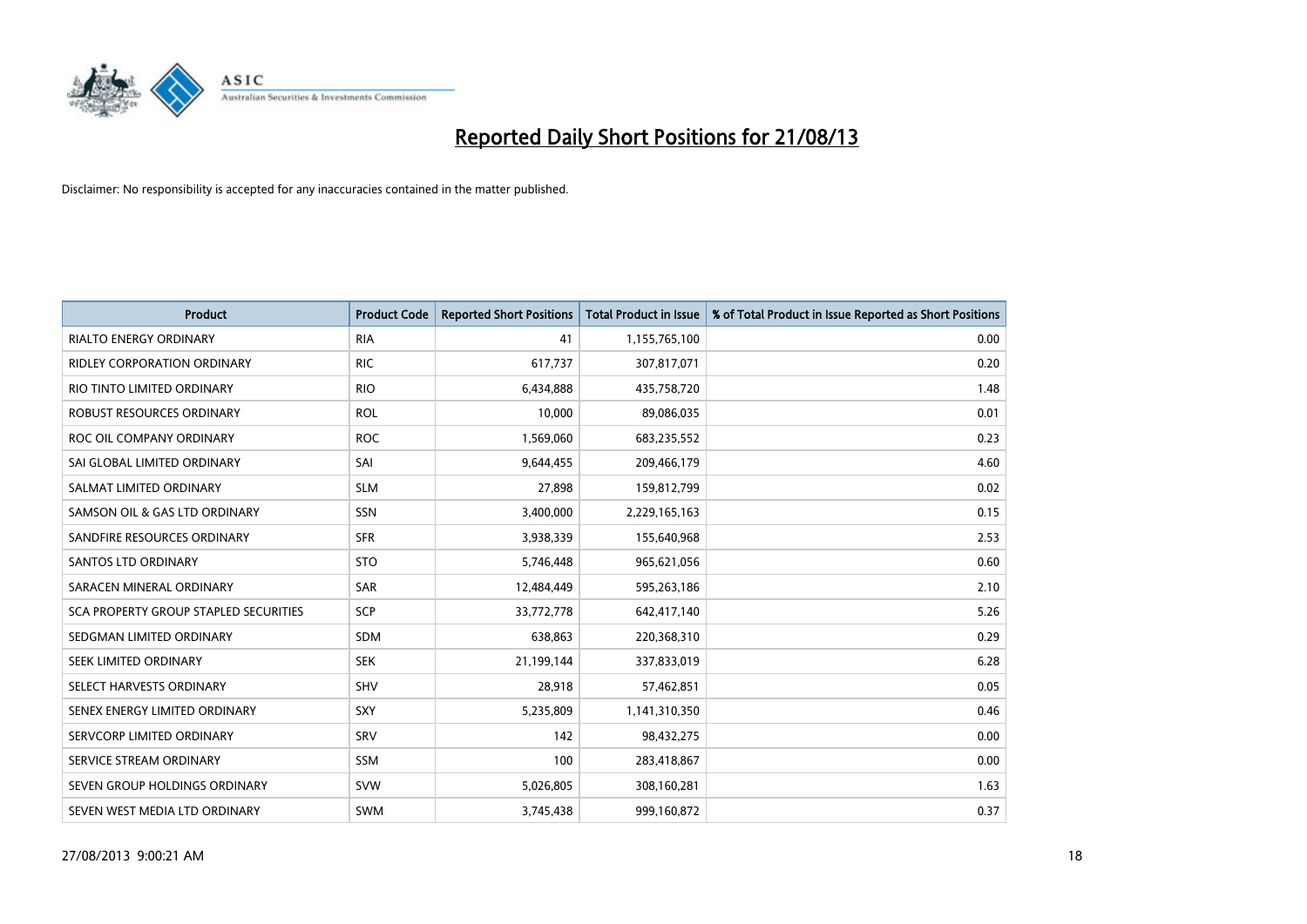# Reported Daily Short Positions for 21/08/13

Disclaimer: No responsibility is accepted for any inaccuracies contained in the matter published.

| Product | Product Code | Reported Short Positions | Total Product in Issue | % of Total Product in Issue Reported as Short Positions |
|---|---|---|---|---|
| RIALTO ENERGY ORDINARY | RIA | 41 | 1,155,765,100 | 0.00 |
| RIDLEY CORPORATION ORDINARY | RIC | 617,737 | 307,817,071 | 0.20 |
| RIO TINTO LIMITED ORDINARY | RIO | 6,434,888 | 435,758,720 | 1.48 |
| ROBUST RESOURCES ORDINARY | ROL | 10,000 | 89,086,035 | 0.01 |
| ROC OIL COMPANY ORDINARY | ROC | 1,569,060 | 683,235,552 | 0.23 |
| SAI GLOBAL LIMITED ORDINARY | SAI | 9,644,455 | 209,466,179 | 4.60 |
| SALMAT LIMITED ORDINARY | SLM | 27,898 | 159,812,799 | 0.02 |
| SAMSON OIL & GAS LTD ORDINARY | SSN | 3,400,000 | 2,229,165,163 | 0.15 |
| SANDFIRE RESOURCES ORDINARY | SFR | 3,938,339 | 155,640,968 | 2.53 |
| SANTOS LTD ORDINARY | STO | 5,746,448 | 965,621,056 | 0.60 |
| SARACEN MINERAL ORDINARY | SAR | 12,484,449 | 595,263,186 | 2.10 |
| SCA PROPERTY GROUP STAPLED SECURITIES | SCP | 33,772,778 | 642,417,140 | 5.26 |
| SEDGMAN LIMITED ORDINARY | SDM | 638,863 | 220,368,310 | 0.29 |
| SEEK LIMITED ORDINARY | SEK | 21,199,144 | 337,833,019 | 6.28 |
| SELECT HARVESTS ORDINARY | SHV | 28,918 | 57,462,851 | 0.05 |
| SENEX ENERGY LIMITED ORDINARY | SXY | 5,235,809 | 1,141,310,350 | 0.46 |
| SERVCORP LIMITED ORDINARY | SRV | 142 | 98,432,275 | 0.00 |
| SERVICE STREAM ORDINARY | SSM | 100 | 283,418,867 | 0.00 |
| SEVEN GROUP HOLDINGS ORDINARY | SVW | 5,026,805 | 308,160,281 | 1.63 |
| SEVEN WEST MEDIA LTD ORDINARY | SWM | 3,745,438 | 999,160,872 | 0.37 |

27/08/2013 9:00:21 AM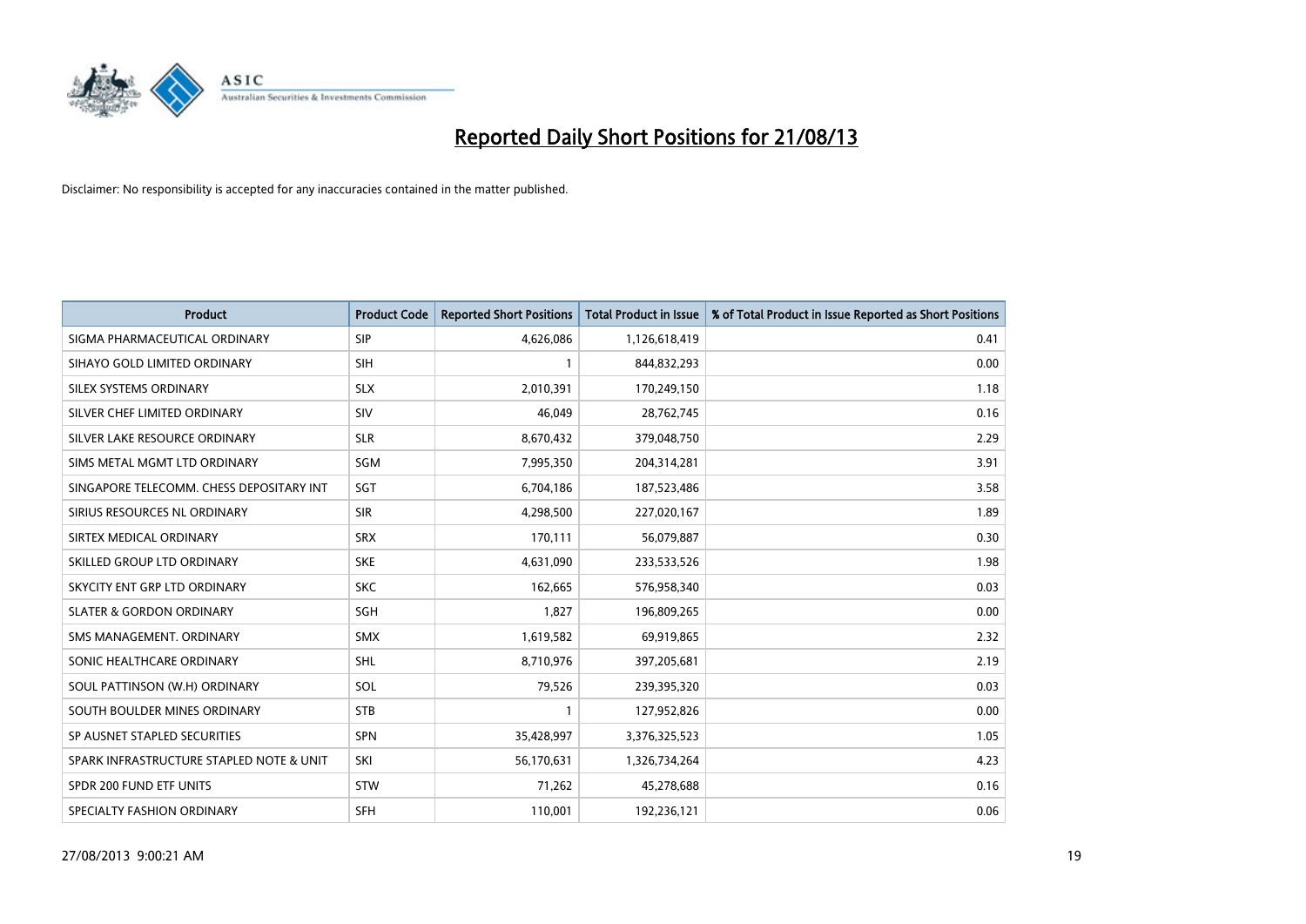# Reported Daily Short Positions for 21/08/13

Disclaimer: No responsibility is accepted for any inaccuracies contained in the matter published.

| Product | Product Code | Reported Short Positions | Total Product in Issue | % of Total Product in Issue Reported as Short Positions |
|---|---|---|---|---|
| SIGMA PHARMACEUTICAL ORDINARY | SIP | 4,626,086 | 1,126,618,419 | 0.41 |
| SIHAYO GOLD LIMITED ORDINARY | SIH | 1 | 844,832,293 | 0.00 |
| SILEX SYSTEMS ORDINARY | SLX | 2,010,391 | 170,249,150 | 1.18 |
| SILVER CHEF LIMITED ORDINARY | SIV | 46,049 | 28,762,745 | 0.16 |
| SILVER LAKE RESOURCE ORDINARY | SLR | 8,670,432 | 379,048,750 | 2.29 |
| SIMS METAL MGMT LTD ORDINARY | SGM | 7,995,350 | 204,314,281 | 3.91 |
| SINGAPORE TELECOMM. CHESS DEPOSITARY INT | SGT | 6,704,186 | 187,523,486 | 3.58 |
| SIRIUS RESOURCES NL ORDINARY | SIR | 4,298,500 | 227,020,167 | 1.89 |
| SIRTEX MEDICAL ORDINARY | SRX | 170,111 | 56,079,887 | 0.30 |
| SKILLED GROUP LTD ORDINARY | SKE | 4,631,090 | 233,533,526 | 1.98 |
| SKYCITY ENT GRP LTD ORDINARY | SKC | 162,665 | 576,958,340 | 0.03 |
| SLATER & GORDON ORDINARY | SGH | 1,827 | 196,809,265 | 0.00 |
| SMS MANAGEMENT. ORDINARY | SMX | 1,619,582 | 69,919,865 | 2.32 |
| SONIC HEALTHCARE ORDINARY | SHL | 8,710,976 | 397,205,681 | 2.19 |
| SOUL PATTINSON (W.H) ORDINARY | SOL | 79,526 | 239,395,320 | 0.03 |
| SOUTH BOULDER MINES ORDINARY | STB | 1 | 127,952,826 | 0.00 |
| SP AUSNET STAPLED SECURITIES | SPN | 35,428,997 | 3,376,325,523 | 1.05 |
| SPARK INFRASTRUCTURE STAPLED NOTE & UNIT | SKI | 56,170,631 | 1,326,734,264 | 4.23 |
| SPDR 200 FUND ETF UNITS | STW | 71,262 | 45,278,688 | 0.16 |
| SPECIALTY FASHION ORDINARY | SFH | 110,001 | 192,236,121 | 0.06 |

27/08/2013 9:00:21 AM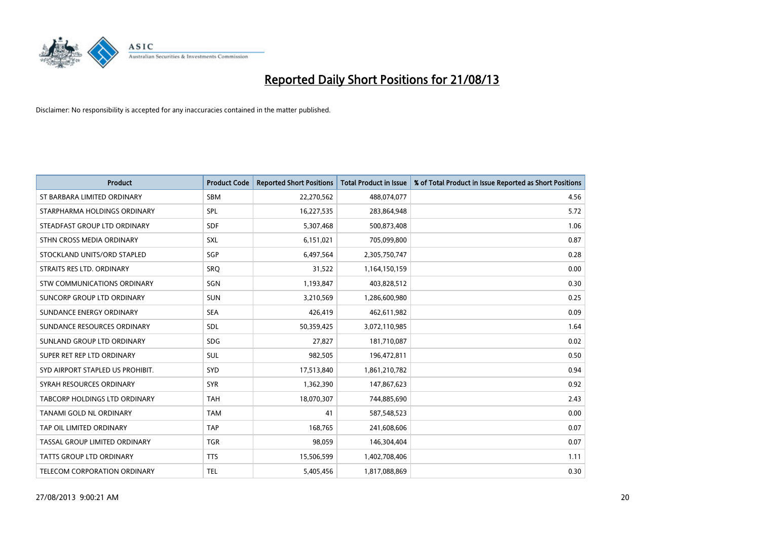# Reported Daily Short Positions for 21/08/13

Disclaimer: No responsibility is accepted for any inaccuracies contained in the matter published.

| Product | Product Code | Reported Short Positions | Total Product in Issue | % of Total Product in Issue Reported as Short Positions |
|---|---|---|---|---|
| ST BARBARA LIMITED ORDINARY | SBM | 22,270,562 | 488,074,077 | 4.56 |
| STARPHARMA HOLDINGS ORDINARY | SPL | 16,227,535 | 283,864,948 | 5.72 |
| STEADFAST GROUP LTD ORDINARY | SDF | 5,307,468 | 500,873,408 | 1.06 |
| STHN CROSS MEDIA ORDINARY | SXL | 6,151,021 | 705,099,800 | 0.87 |
| STOCKLAND UNITS/ORD STAPLED | SGP | 6,497,564 | 2,305,750,747 | 0.28 |
| STRAITS RES LTD. ORDINARY | SRQ | 31,522 | 1,164,150,159 | 0.00 |
| STW COMMUNICATIONS ORDINARY | SGN | 1,193,847 | 403,828,512 | 0.30 |
| SUNCORP GROUP LTD ORDINARY | SUN | 3,210,569 | 1,286,600,980 | 0.25 |
| SUNDANCE ENERGY ORDINARY | SEA | 426,419 | 462,611,982 | 0.09 |
| SUNDANCE RESOURCES ORDINARY | SDL | 50,359,425 | 3,072,110,985 | 1.64 |
| SUNLAND GROUP LTD ORDINARY | SDG | 27,827 | 181,710,087 | 0.02 |
| SUPER RET REP LTD ORDINARY | SUL | 982,505 | 196,472,811 | 0.50 |
| SYD AIRPORT STAPLED US PROHIBIT. | SYD | 17,513,840 | 1,861,210,782 | 0.94 |
| SYRAH RESOURCES ORDINARY | SYR | 1,362,390 | 147,867,623 | 0.92 |
| TABCORP HOLDINGS LTD ORDINARY | TAH | 18,070,307 | 744,885,690 | 2.43 |
| TANAMI GOLD NL ORDINARY | TAM | 41 | 587,548,523 | 0.00 |
| TAP OIL LIMITED ORDINARY | TAP | 168,765 | 241,608,606 | 0.07 |
| TASSAL GROUP LIMITED ORDINARY | TGR | 98,059 | 146,304,404 | 0.07 |
| TATTS GROUP LTD ORDINARY | TTS | 15,506,599 | 1,402,708,406 | 1.11 |
| TELECOM CORPORATION ORDINARY | TEL | 5,405,456 | 1,817,088,869 | 0.30 |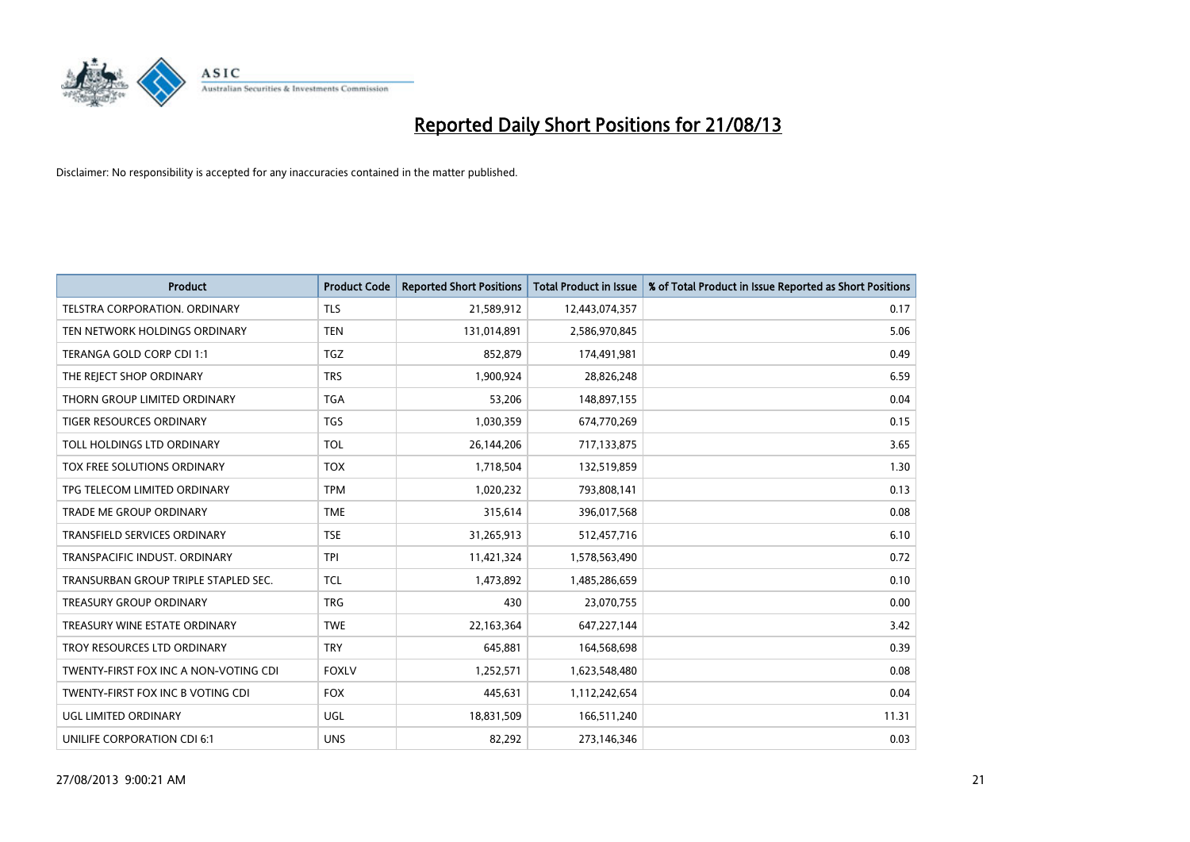# Reported Daily Short Positions for 21/08/13

Disclaimer: No responsibility is accepted for any inaccuracies contained in the matter published.

| Product | Product Code | Reported Short Positions | Total Product in Issue | % of Total Product in Issue Reported as Short Positions |
|---|---|---|---|---|
| TELSTRA CORPORATION. ORDINARY | TLS | 21,589,912 | 12,443,074,357 | 0.17 |
| TEN NETWORK HOLDINGS ORDINARY | TEN | 131,014,891 | 2,586,970,845 | 5.06 |
| TERANGA GOLD CORP CDI 1:1 | TGZ | 852,879 | 174,491,981 | 0.49 |
| THE REJECT SHOP ORDINARY | TRS | 1,900,924 | 28,826,248 | 6.59 |
| THORN GROUP LIMITED ORDINARY | TGA | 53,206 | 148,897,155 | 0.04 |
| TIGER RESOURCES ORDINARY | TGS | 1,030,359 | 674,770,269 | 0.15 |
| TOLL HOLDINGS LTD ORDINARY | TOL | 26,144,206 | 717,133,875 | 3.65 |
| TOX FREE SOLUTIONS ORDINARY | TOX | 1,718,504 | 132,519,859 | 1.30 |
| TPG TELECOM LIMITED ORDINARY | TPM | 1,020,232 | 793,808,141 | 0.13 |
| TRADE ME GROUP ORDINARY | TME | 315,614 | 396,017,568 | 0.08 |
| TRANSFIELD SERVICES ORDINARY | TSE | 31,265,913 | 512,457,716 | 6.10 |
| TRANSPACIFIC INDUST. ORDINARY | TPI | 11,421,324 | 1,578,563,490 | 0.72 |
| TRANSURBAN GROUP TRIPLE STAPLED SEC. | TCL | 1,473,892 | 1,485,286,659 | 0.10 |
| TREASURY GROUP ORDINARY | TRG | 430 | 23,070,755 | 0.00 |
| TREASURY WINE ESTATE ORDINARY | TWE | 22,163,364 | 647,227,144 | 3.42 |
| TROY RESOURCES LTD ORDINARY | TRY | 645,881 | 164,568,698 | 0.39 |
| TWENTY-FIRST FOX INC A NON-VOTING CDI | FOXLV | 1,252,571 | 1,623,548,480 | 0.08 |
| TWENTY-FIRST FOX INC B VOTING CDI | FOX | 445,631 | 1,112,242,654 | 0.04 |
| UGL LIMITED ORDINARY | UGL | 18,831,509 | 166,511,240 | 11.31 |
| UNILIFE CORPORATION CDI 6:1 | UNS | 82,292 | 273,146,346 | 0.03 |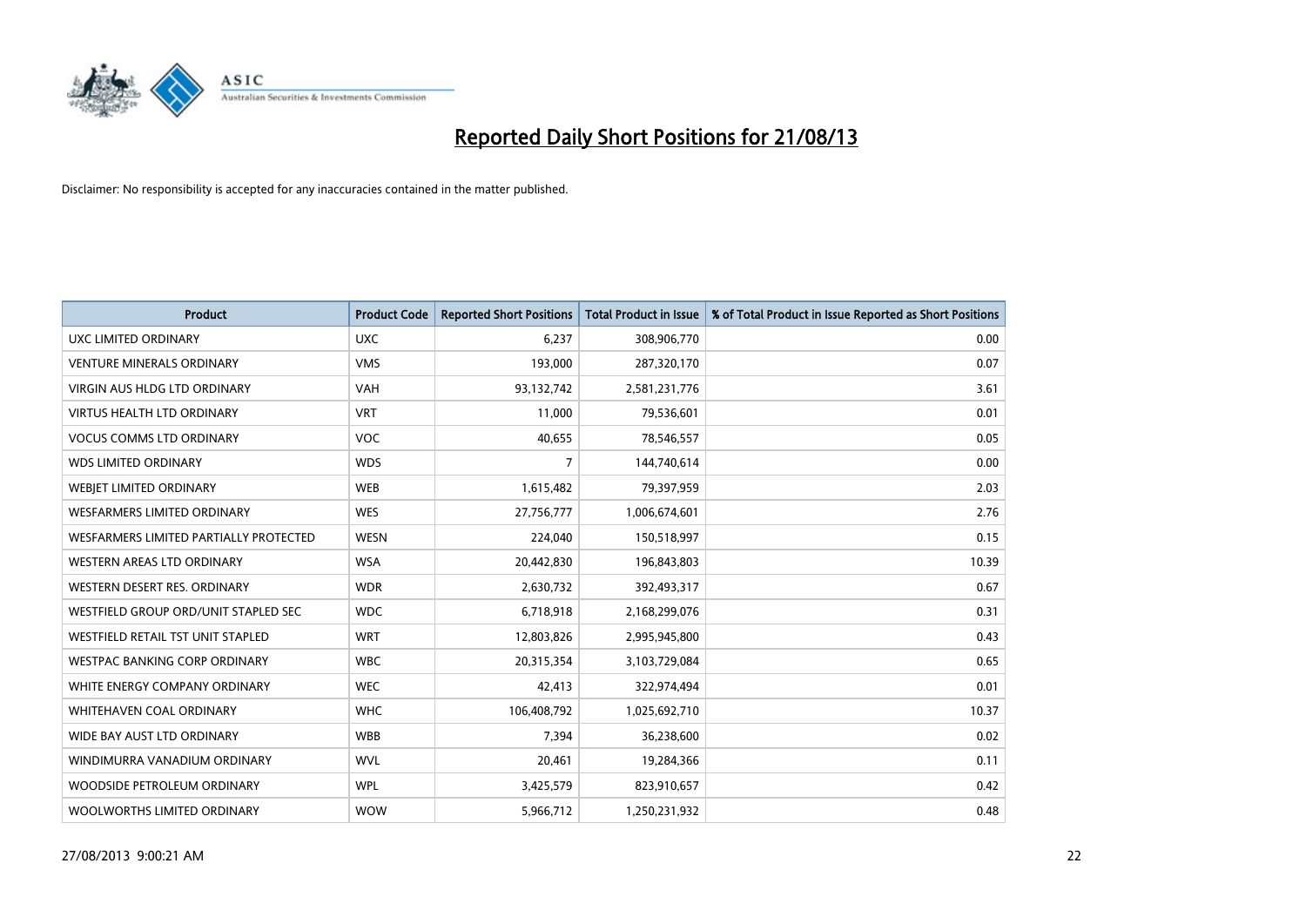# Reported Daily Short Positions for 21/08/13

Disclaimer: No responsibility is accepted for any inaccuracies contained in the matter published.

| Product | Product Code | Reported Short Positions | Total Product in Issue | % of Total Product in Issue Reported as Short Positions |
|---|---|---|---|---|
| UXC LIMITED ORDINARY | UXC | 6,237 | 308,906,770 | 0.00 |
| VENTURE MINERALS ORDINARY | VMS | 193,000 | 287,320,170 | 0.07 |
| VIRGIN AUS HLDG LTD ORDINARY | VAH | 93,132,742 | 2,581,231,776 | 3.61 |
| VIRTUS HEALTH LTD ORDINARY | VRT | 11,000 | 79,536,601 | 0.01 |
| VOCUS COMMS LTD ORDINARY | VOC | 40,655 | 78,546,557 | 0.05 |
| WDS LIMITED ORDINARY | WDS | 7 | 144,740,614 | 0.00 |
| WEBJET LIMITED ORDINARY | WEB | 1,615,482 | 79,397,959 | 2.03 |
| WESFARMERS LIMITED ORDINARY | WES | 27,756,777 | 1,006,674,601 | 2.76 |
| WESFARMERS LIMITED PARTIALLY PROTECTED | WESN | 224,040 | 150,518,997 | 0.15 |
| WESTERN AREAS LTD ORDINARY | WSA | 20,442,830 | 196,843,803 | 10.39 |
| WESTERN DESERT RES. ORDINARY | WDR | 2,630,732 | 392,493,317 | 0.67 |
| WESTFIELD GROUP ORD/UNIT STAPLED SEC | WDC | 6,718,918 | 2,168,299,076 | 0.31 |
| WESTFIELD RETAIL TST UNIT STAPLED | WRT | 12,803,826 | 2,995,945,800 | 0.43 |
| WESTPAC BANKING CORP ORDINARY | WBC | 20,315,354 | 3,103,729,084 | 0.65 |
| WHITE ENERGY COMPANY ORDINARY | WEC | 42,413 | 322,974,494 | 0.01 |
| WHITEHAVEN COAL ORDINARY | WHC | 106,408,792 | 1,025,692,710 | 10.37 |
| WIDE BAY AUST LTD ORDINARY | WBB | 7,394 | 36,238,600 | 0.02 |
| WINDIMURRA VANADIUM ORDINARY | WVL | 20,461 | 19,284,366 | 0.11 |
| WOODSIDE PETROLEUM ORDINARY | WPL | 3,425,579 | 823,910,657 | 0.42 |
| WOOLWORTHS LIMITED ORDINARY | WOW | 5,966,712 | 1,250,231,932 | 0.48 |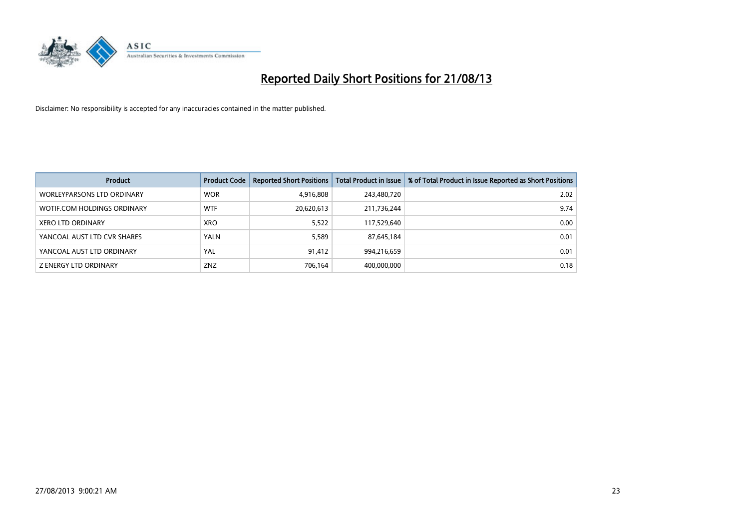# Reported Daily Short Positions for 21/08/13

Disclaimer: No responsibility is accepted for any inaccuracies contained in the matter published.

| Product | Product Code | Reported Short Positions | Total Product in Issue | % of Total Product in Issue Reported as Short Positions |
|---|---|---|---|---|
| WORLEYPARSONS LTD ORDINARY | WOR | 4,916,808 | 243,480,720 | 2.02 |
| WOTIF.COM HOLDINGS ORDINARY | WTF | 20,620,613 | 211,736,244 | 9.74 |
| XERO LTD ORDINARY | XRO | 5,522 | 117,529,640 | 0.00 |
| YANCOAL AUST LTD CVR SHARES | YALN | 5,589 | 87,645,184 | 0.01 |
| YANCOAL AUST LTD ORDINARY | YAL | 91,412 | 994,216,659 | 0.01 |
| Z ENERGY LTD ORDINARY | ZNZ | 706,164 | 400,000,000 | 0.18 |

27/08/2013 9:00:21 AM